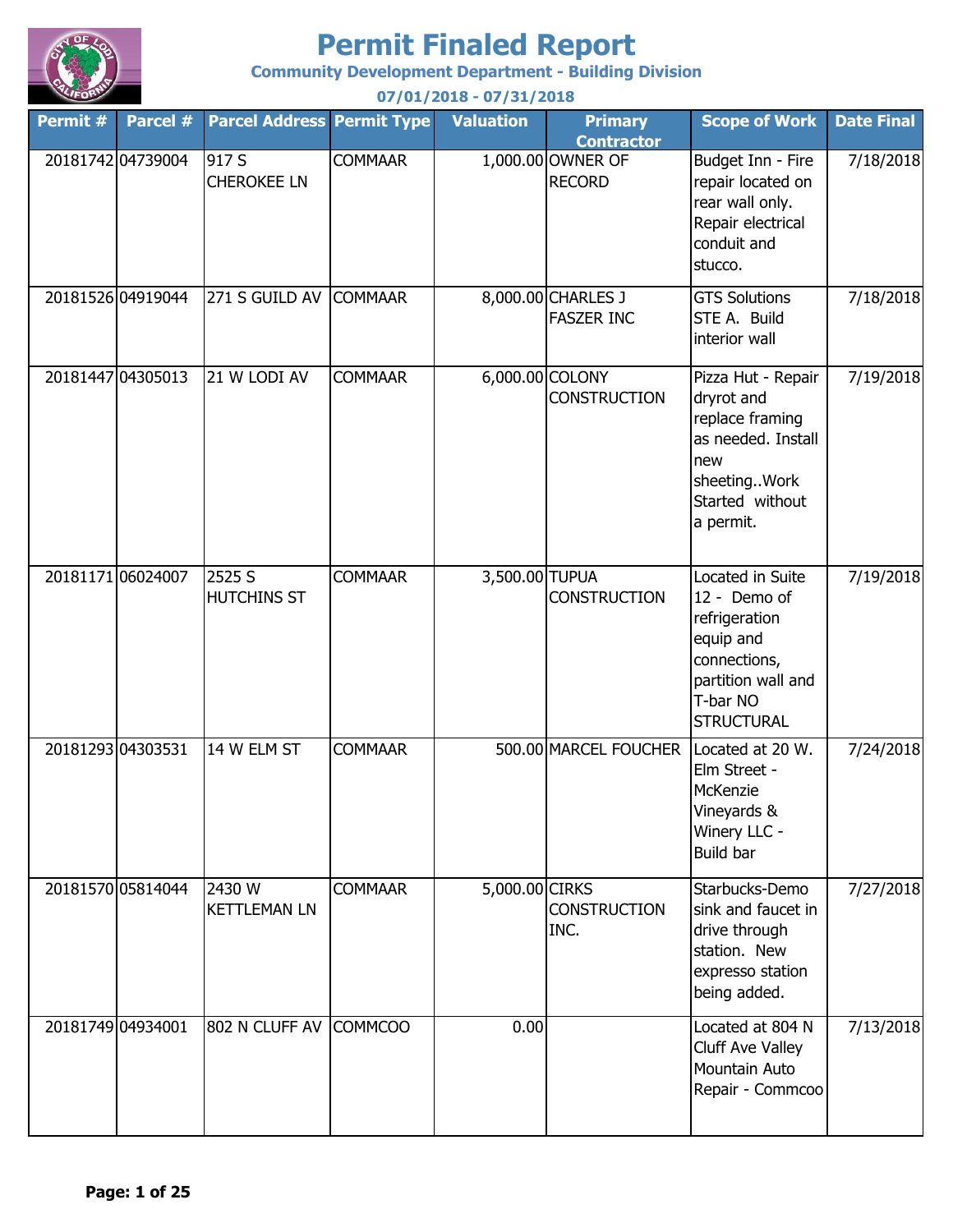# Permit Finaled Report

**Community Development Department - Building Division**

**07/01/2018 - 07/31/2018**

| Permit # | Parcel # | Parcel Address | Permit Type | Valuation | Primary Contractor | Scope of Work | Date Final |
|---|---|---|---|---|---|---|---|
| 20181742 | 04739004 | 917 S CHEROKEE LN | COMMAAR | 1,000.00 | OWNER OF RECORD | Budget Inn - Fire repair located on rear wall only. Repair electrical conduit and stucco. | 7/18/2018 |
| 20181526 | 04919044 | 271 S GUILD AV | COMMAAR | 8,000.00 | CHARLES J FASZER INC | GTS Solutions STE A. Build interior wall | 7/18/2018 |
| 20181447 | 04305013 | 21 W LODI AV | COMMAAR | 6,000.00 | COLONY CONSTRUCTION | Pizza Hut - Repair dryrot and replace framing as needed. Install new sheeting..Work Started without a permit. | 7/19/2018 |
| 20181171 | 06024007 | 2525 S HUTCHINS ST | COMMAAR | 3,500.00 | TUPUA CONSTRUCTION | Located in Suite 12 - Demo of refrigeration equip and connections, partition wall and T-bar NO STRUCTURAL | 7/19/2018 |
| 20181293 | 04303531 | 14 W ELM ST | COMMAAR | 500.00 | MARCEL FOUCHER | Located at 20 W. Elm Street - McKenzie Vineyards & Winery LLC - Build bar | 7/24/2018 |
| 20181570 | 05814044 | 2430 W KETTLEMAN LN | COMMAAR | 5,000.00 | CIRKS CONSTRUCTION INC. | Starbucks-Demo sink and faucet in drive through station. New expresso station being added. | 7/27/2018 |
| 20181749 | 04934001 | 802 N CLUFF AV | COMMCOO | 0.00 | | Located at 804 N Cluff Ave Valley Mountain Auto Repair - Commcoo | 7/13/2018 |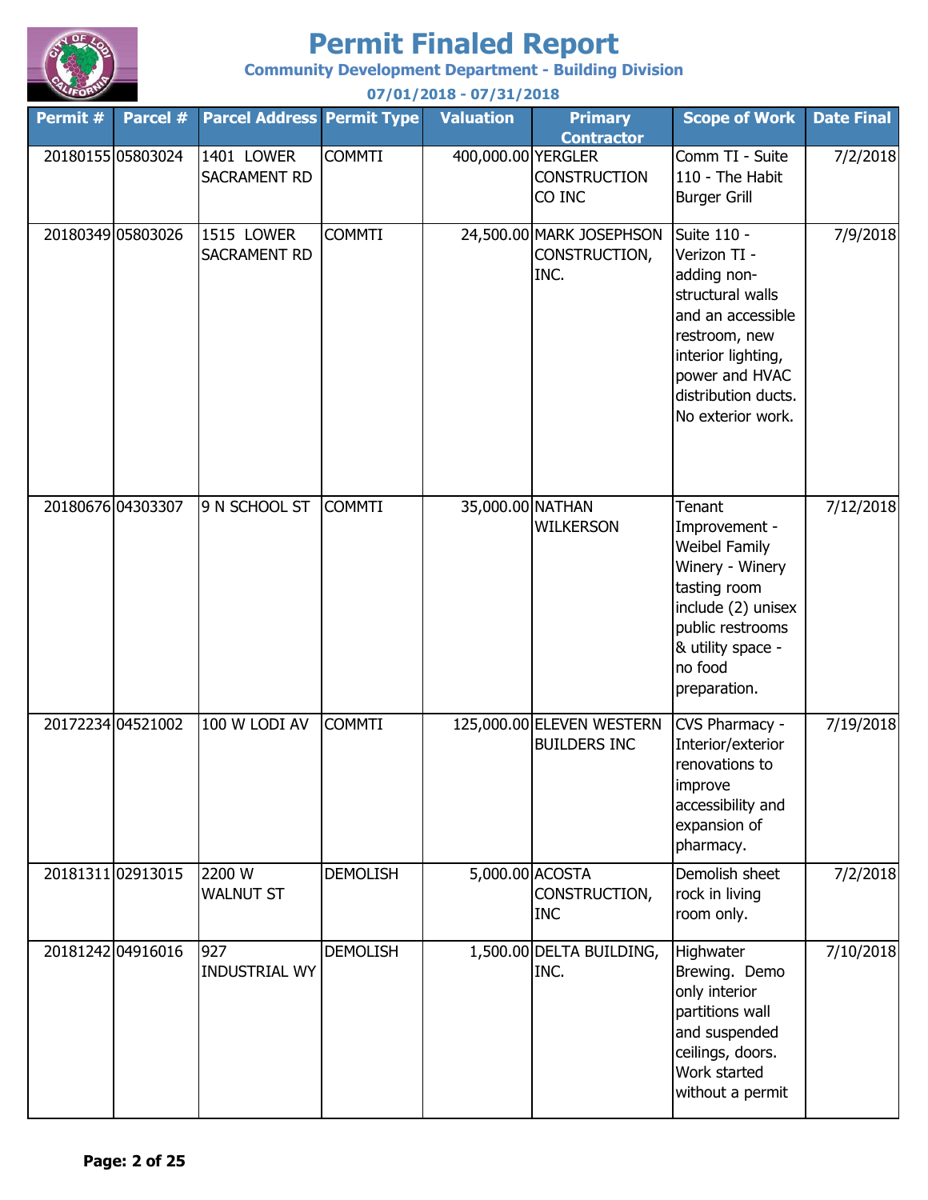# Permit Finaled Report

**Community Development Department - Building Division**

**07/01/2018 - 07/31/2018**

| Permit # | Parcel # | Parcel Address | Permit Type | Valuation | Primary Contractor | Scope of Work | Date Final |
|---|---|---|---|---|---|---|---|
| 20180155 | 05803024 | 1401 LOWER SACRAMENT RD | COMMTI | 400,000.00 | YERGLER CONSTRUCTION CO INC | Comm TI - Suite 110 - The Habit Burger Grill | 7/2/2018 |
| 20180349 | 05803026 | 1515 LOWER SACRAMENT RD | COMMTI | 24,500.00 | MARK JOSEPHSON CONSTRUCTION, INC. | Suite 110 - Verizon TI - adding non-structural walls and an accessible restroom, new interior lighting, power and HVAC distribution ducts. No exterior work. | 7/9/2018 |
| 20180676 | 04303307 | 9 N SCHOOL ST | COMMTI | 35,000.00 | NATHAN WILKERSON | Tenant Improvement - Weibel Family Winery - Winery tasting room include (2) unisex public restrooms & utility space - no food preparation. | 7/12/2018 |
| 20172234 | 04521002 | 100 W LODI AV | COMMTI | 125,000.00 | ELEVEN WESTERN BUILDERS INC | CVS Pharmacy - Interior/exterior renovations to improve accessibility and expansion of pharmacy. | 7/19/2018 |
| 20181311 | 02913015 | 2200 W WALNUT ST | DEMOLISH | 5,000.00 | ACOSTA CONSTRUCTION, INC | Demolish sheet rock in living room only. | 7/2/2018 |
| 20181242 | 04916016 | 927 INDUSTRIAL WY | DEMOLISH | 1,500.00 | DELTA BUILDING, INC. | Highwater Brewing. Demo only interior partitions wall and suspended ceilings, doors. Work started without a permit | 7/10/2018 |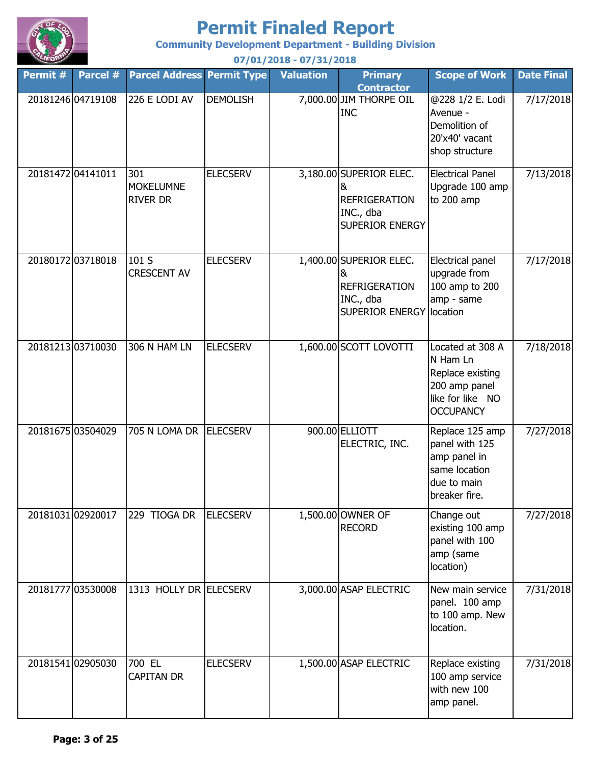# Permit Finaled Report

**Community Development Department - Building Division**

**07/01/2018 - 07/31/2018**

| Permit # | Parcel # | Parcel Address | Permit Type | Valuation | Primary Contractor | Scope of Work | Date Final |
|---|---|---|---|---|---|---|---|
| 20181246 | 04719108 | 226 E LODI AV | DEMOLISH | 7,000.00 | JIM THORPE OIL INC | @228 1/2 E. Lodi Avenue - Demolition of 20'x40' vacant shop structure | 7/17/2018 |
| 20181472 | 04141011 | 301 MOKELUMNE RIVER DR | ELECSERV | 3,180.00 | SUPERIOR ELEC. & REFRIGERATION INC., dba SUPERIOR ENERGY | Electrical Panel Upgrade 100 amp to 200 amp | 7/13/2018 |
| 20180172 | 03718018 | 101 S CRESCENT AV | ELECSERV | 1,400.00 | SUPERIOR ELEC. & REFRIGERATION INC., dba SUPERIOR ENERGY | Electrical panel upgrade from 100 amp to 200 amp - same location | 7/17/2018 |
| 20181213 | 03710030 | 306 N HAM LN | ELECSERV | 1,600.00 | SCOTT LOVOTTI | Located at 308 A N Ham Ln Replace existing 200 amp panel like for like NO OCCUPANCY | 7/18/2018 |
| 20181675 | 03504029 | 705 N LOMA DR | ELECSERV | 900.00 | ELLIOTT ELECTRIC, INC. | Replace 125 amp panel with 125 amp panel in same location due to main breaker fire. | 7/27/2018 |
| 20181031 | 02920017 | 229 TIOGA DR | ELECSERV | 1,500.00 | OWNER OF RECORD | Change out existing 100 amp panel with 100 amp (same location) | 7/27/2018 |
| 20181777 | 03530008 | 1313 HOLLY DR | ELECSERV | 3,000.00 | ASAP ELECTRIC | New main service panel. 100 amp to 100 amp. New location. | 7/31/2018 |
| 20181541 | 02905030 | 700 EL CAPITAN DR | ELECSERV | 1,500.00 | ASAP ELECTRIC | Replace existing 100 amp service with new 100 amp panel. | 7/31/2018 |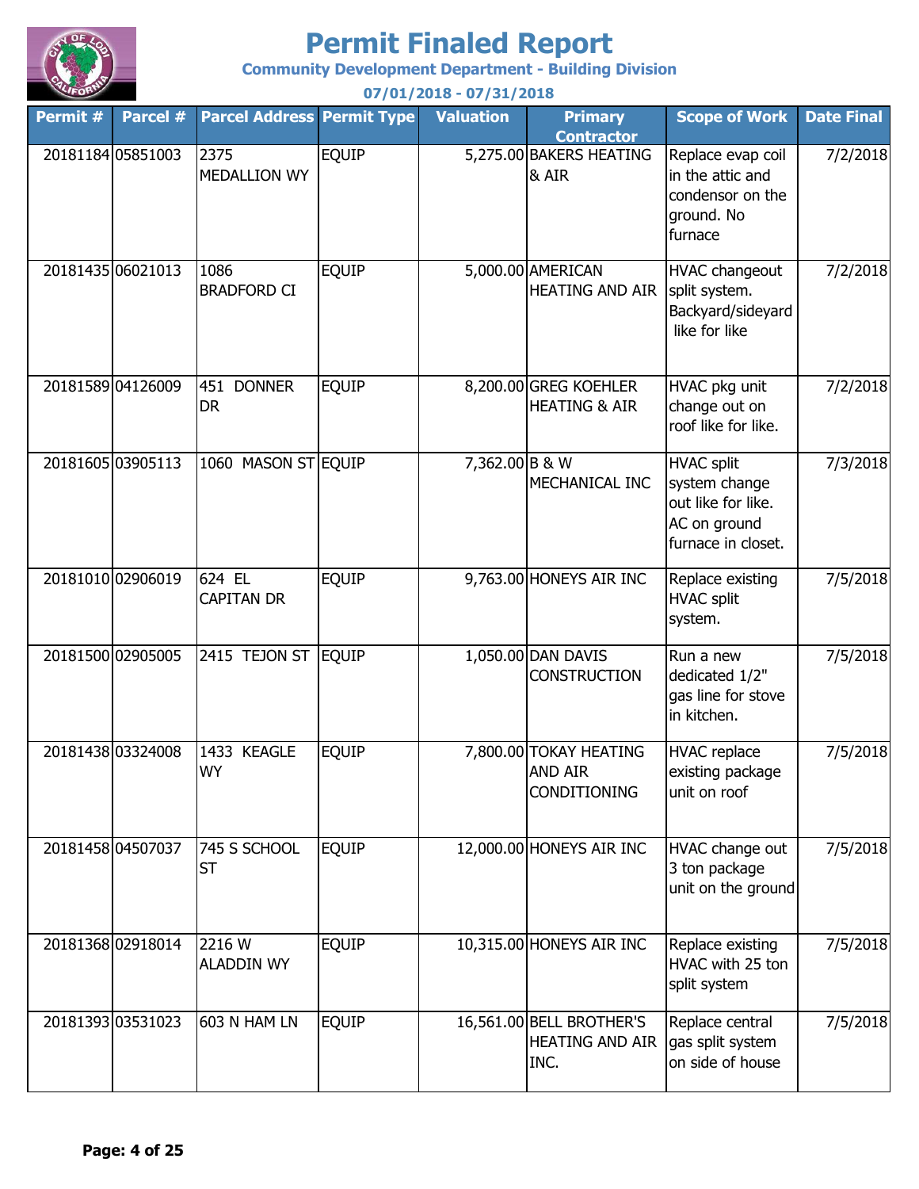# Permit Finaled Report

**Community Development Department - Building Division**

**07/01/2018 - 07/31/2018**

| Permit # | Parcel # | Parcel Address | Permit Type | Valuation | Primary Contractor | Scope of Work | Date Final |
|---|---|---|---|---|---|---|---|
| 20181184 | 05851003 | 2375 MEDALLION WY | EQUIP | 5,275.00 | BAKERS HEATING & AIR | Replace evap coil in the attic and condensor on the ground. No furnace | 7/2/2018 |
| 20181435 | 06021013 | 1086 BRADFORD CI | EQUIP | 5,000.00 | AMERICAN HEATING AND AIR | HVAC changeout split system. Backyard/sideyard like for like | 7/2/2018 |
| 20181589 | 04126009 | 451 DONNER DR | EQUIP | 8,200.00 | GREG KOEHLER HEATING & AIR | HVAC pkg unit change out on roof like for like. | 7/2/2018 |
| 20181605 | 03905113 | 1060 MASON ST | EQUIP | 7,362.00 | B & W MECHANICAL INC | HVAC split system change out like for like. AC on ground furnace in closet. | 7/3/2018 |
| 20181010 | 02906019 | 624 EL CAPITAN DR | EQUIP | 9,763.00 | HONEYS AIR INC | Replace existing HVAC split system. | 7/5/2018 |
| 20181500 | 02905005 | 2415 TEJON ST | EQUIP | 1,050.00 | DAN DAVIS CONSTRUCTION | Run a new dedicated 1/2" gas line for stove in kitchen. | 7/5/2018 |
| 20181438 | 03324008 | 1433 KEAGLE WY | EQUIP | 7,800.00 | TOKAY HEATING AND AIR CONDITIONING | HVAC replace existing package unit on roof | 7/5/2018 |
| 20181458 | 04507037 | 745 S SCHOOL ST | EQUIP | 12,000.00 | HONEYS AIR INC | HVAC change out 3 ton package unit on the ground | 7/5/2018 |
| 20181368 | 02918014 | 2216 W ALADDIN WY | EQUIP | 10,315.00 | HONEYS AIR INC | Replace existing HVAC with 25 ton split system | 7/5/2018 |
| 20181393 | 03531023 | 603 N HAM LN | EQUIP | 16,561.00 | BELL BROTHER'S HEATING AND AIR INC. | Replace central gas split system on side of house | 7/5/2018 |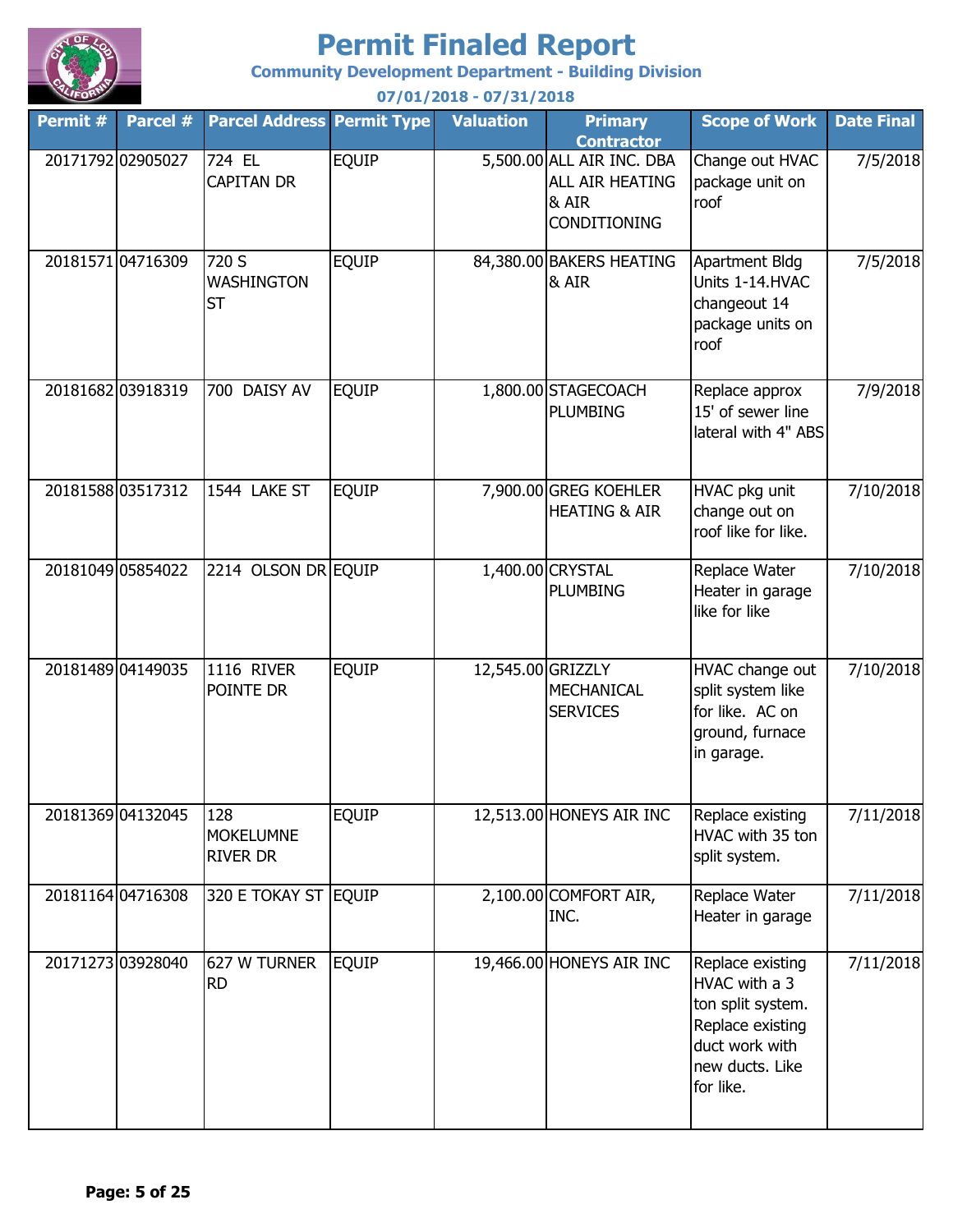# Permit Finaled Report

**Community Development Department - Building Division**

**07/01/2018 - 07/31/2018**

| Permit # | Parcel # | Parcel Address | Permit Type | Valuation | Primary Contractor | Scope of Work | Date Final |
|---|---|---|---|---|---|---|---|
| 20171792 | 02905027 | 724 EL CAPITAN DR | EQUIP | 5,500.00 | ALL AIR INC. DBA ALL AIR HEATING & AIR CONDITIONING | Change out HVAC package unit on roof | 7/5/2018 |
| 20181571 | 04716309 | 720 S WASHINGTON ST | EQUIP | 84,380.00 | BAKERS HEATING & AIR | Apartment Bldg Units 1-14.HVAC changeout 14 package units on roof | 7/5/2018 |
| 20181682 | 03918319 | 700 DAISY AV | EQUIP | 1,800.00 | STAGECOACH PLUMBING | Replace approx 15' of sewer line lateral with 4" ABS | 7/9/2018 |
| 20181588 | 03517312 | 1544 LAKE ST | EQUIP | 7,900.00 | GREG KOEHLER HEATING & AIR | HVAC pkg unit change out on roof like for like. | 7/10/2018 |
| 20181049 | 05854022 | 2214 OLSON DR | EQUIP | 1,400.00 | CRYSTAL PLUMBING | Replace Water Heater in garage like for like | 7/10/2018 |
| 20181489 | 04149035 | 1116 RIVER POINTE DR | EQUIP | 12,545.00 | GRIZZLY MECHANICAL SERVICES | HVAC change out split system like for like. AC on ground, furnace in garage. | 7/10/2018 |
| 20181369 | 04132045 | 128 MOKELUMNE RIVER DR | EQUIP | 12,513.00 | HONEYS AIR INC | Replace existing HVAC with 35 ton split system. | 7/11/2018 |
| 20181164 | 04716308 | 320 E TOKAY ST | EQUIP | 2,100.00 | COMFORT AIR, INC. | Replace Water Heater in garage | 7/11/2018 |
| 20171273 | 03928040 | 627 W TURNER RD | EQUIP | 19,466.00 | HONEYS AIR INC | Replace existing HVAC with a 3 ton split system. Replace existing duct work with new ducts. Like for like. | 7/11/2018 |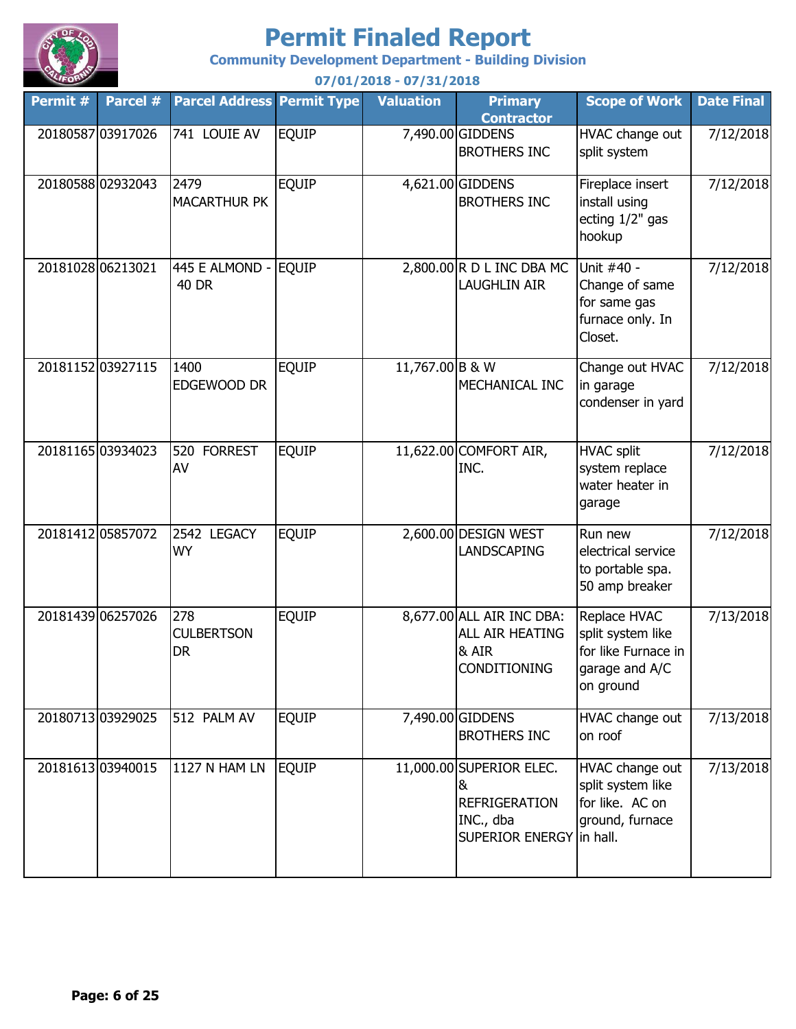# Permit Finaled Report

**Community Development Department - Building Division**

**07/01/2018 - 07/31/2018**

| Permit # | Parcel # | Parcel Address | Permit Type | Valuation | Primary Contractor | Scope of Work | Date Final |
|---|---|---|---|---|---|---|---|
| 20180587 | 03917026 | 741 LOUIE AV | EQUIP | 7,490.00 | GIDDENS BROTHERS INC | HVAC change out split system | 7/12/2018 |
| 20180588 | 02932043 | 2479 MACARTHUR PK | EQUIP | 4,621.00 | GIDDENS BROTHERS INC | Fireplace insert install using ecting 1/2" gas hookup | 7/12/2018 |
| 20181028 | 06213021 | 445 E ALMOND - 40 DR | EQUIP | 2,800.00 | R D L INC DBA MC LAUGHLIN AIR | Unit #40 - Change of same for same gas furnace only. In Closet. | 7/12/2018 |
| 20181152 | 03927115 | 1400 EDGEWOOD DR | EQUIP | 11,767.00 | B & W MECHANICAL INC | Change out HVAC in garage condenser in yard | 7/12/2018 |
| 20181165 | 03934023 | 520 FORREST AV | EQUIP | 11,622.00 | COMFORT AIR, INC. | HVAC split system replace water heater in garage | 7/12/2018 |
| 20181412 | 05857072 | 2542 LEGACY WY | EQUIP | 2,600.00 | DESIGN WEST LANDSCAPING | Run new electrical service to portable spa. 50 amp breaker | 7/12/2018 |
| 20181439 | 06257026 | 278 CULBERTSON DR | EQUIP | 8,677.00 | ALL AIR INC DBA: ALL AIR HEATING & AIR CONDITIONING | Replace HVAC split system like for like Furnace in garage and A/C on ground | 7/13/2018 |
| 20180713 | 03929025 | 512 PALM AV | EQUIP | 7,490.00 | GIDDENS BROTHERS INC | HVAC change out on roof | 7/13/2018 |
| 20181613 | 03940015 | 1127 N HAM LN | EQUIP | 11,000.00 | SUPERIOR ELEC. & REFRIGERATION INC., dba SUPERIOR ENERGY | HVAC change out split system like for like. AC on ground, furnace in hall. | 7/13/2018 |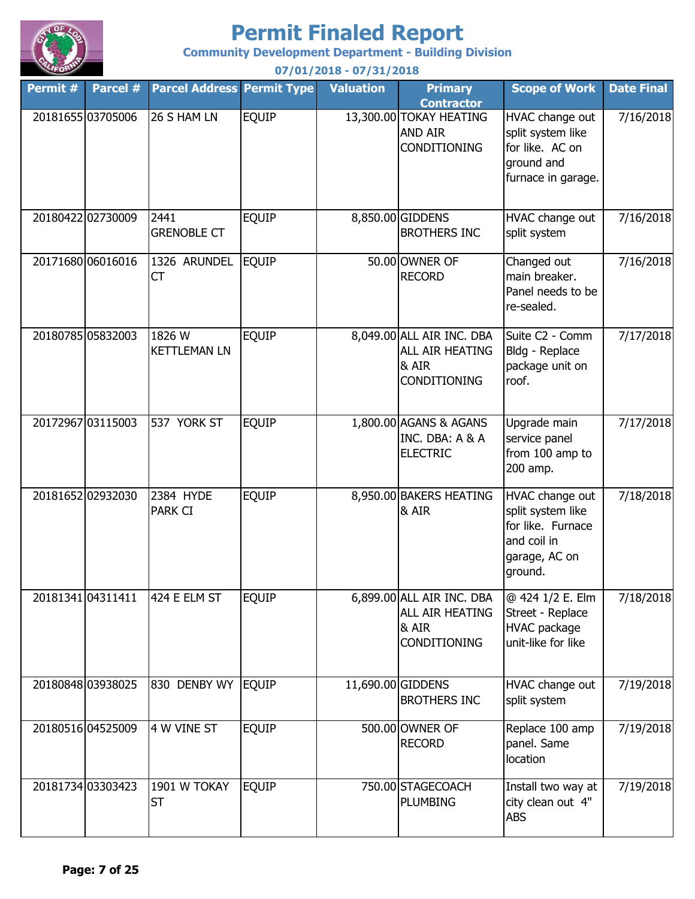# Permit Finaled Report

## Community Development Department - Building Division

### 07/01/2018 - 07/31/2018

| Permit # | Parcel # | Parcel Address | Permit Type | Valuation | Primary Contractor | Scope of Work | Date Final |
|---|---|---|---|---|---|---|---|
| 20181655 | 03705006 | 26 S HAM LN | EQUIP | 13,300.00 | TOKAY HEATING AND AIR CONDITIONING | HVAC change out split system like for like. AC on ground and furnace in garage. | 7/16/2018 |
| 20180422 | 02730009 | 2441 GRENOBLE CT | EQUIP | 8,850.00 | GIDDENS BROTHERS INC | HVAC change out split system | 7/16/2018 |
| 20171680 | 06016016 | 1326 ARUNDEL CT | EQUIP | 50.00 | OWNER OF RECORD | Changed out main breaker. Panel needs to be re-sealed. | 7/16/2018 |
| 20180785 | 05832003 | 1826 W KETTLEMAN LN | EQUIP | 8,049.00 | ALL AIR INC. DBA ALL AIR HEATING & AIR CONDITIONING | Suite C2 - Comm Bldg - Replace package unit on roof. | 7/17/2018 |
| 20172967 | 03115003 | 537 YORK ST | EQUIP | 1,800.00 | AGANS & AGANS INC. DBA: A & A ELECTRIC | Upgrade main service panel from 100 amp to 200 amp. | 7/17/2018 |
| 20181652 | 02932030 | 2384 HYDE PARK CI | EQUIP | 8,950.00 | BAKERS HEATING & AIR | HVAC change out split system like for like. Furnace and coil in garage, AC on ground. | 7/18/2018 |
| 20181341 | 04311411 | 424 E ELM ST | EQUIP | 6,899.00 | ALL AIR INC. DBA ALL AIR HEATING & AIR CONDITIONING | @ 424 1/2 E. Elm Street - Replace HVAC package unit-like for like | 7/18/2018 |
| 20180848 | 03938025 | 830 DENBY WY | EQUIP | 11,690.00 | GIDDENS BROTHERS INC | HVAC change out split system | 7/19/2018 |
| 20180516 | 04525009 | 4 W VINE ST | EQUIP | 500.00 | OWNER OF RECORD | Replace 100 amp panel. Same location | 7/19/2018 |
| 20181734 | 03303423 | 1901 W TOKAY ST | EQUIP | 750.00 | STAGECOACH PLUMBING | Install two way at city clean out 4" ABS | 7/19/2018 |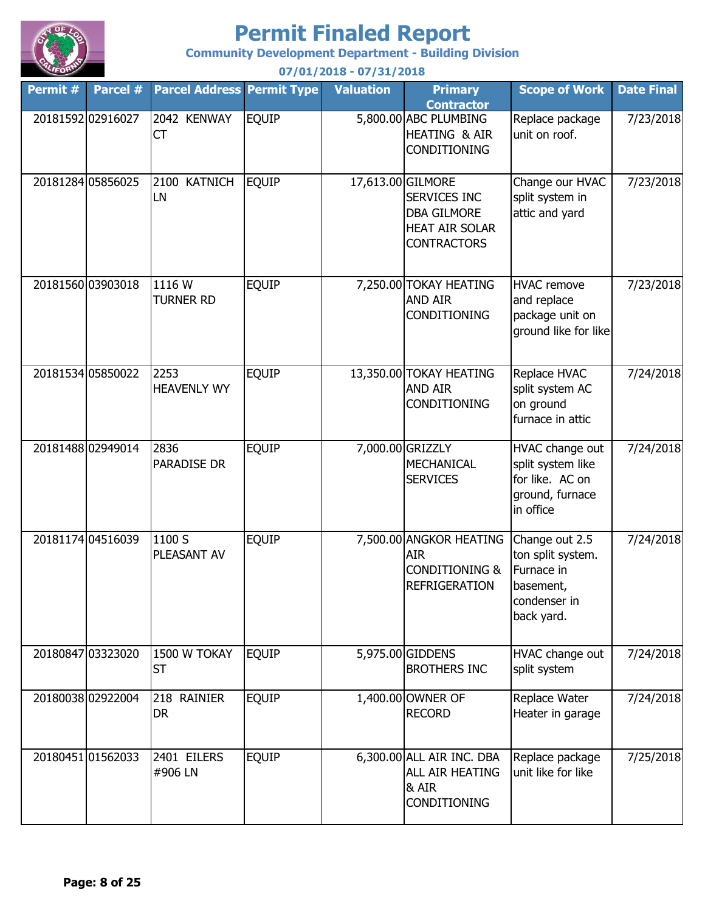# Permit Finaled Report

**Community Development Department - Building Division**

**07/01/2018 - 07/31/2018**

| Permit # | Parcel # | Parcel Address | Permit Type | Valuation | Primary Contractor | Scope of Work | Date Final |
|---|---|---|---|---|---|---|---|
| 20181592 | 02916027 | 2042 KENWAY CT | EQUIP | 5,800.00 | ABC PLUMBING HEATING & AIR CONDITIONING | Replace package unit on roof. | 7/23/2018 |
| 20181284 | 05856025 | 2100 KATNICH LN | EQUIP | 17,613.00 | GILMORE SERVICES INC DBA GILMORE HEAT AIR SOLAR CONTRACTORS | Change our HVAC split system in attic and yard | 7/23/2018 |
| 20181560 | 03903018 | 1116 W TURNER RD | EQUIP | 7,250.00 | TOKAY HEATING AND AIR CONDITIONING | HVAC remove and replace package unit on ground like for like | 7/23/2018 |
| 20181534 | 05850022 | 2253 HEAVENLY WY | EQUIP | 13,350.00 | TOKAY HEATING AND AIR CONDITIONING | Replace HVAC split system AC on ground furnace in attic | 7/24/2018 |
| 20181488 | 02949014 | 2836 PARADISE DR | EQUIP | 7,000.00 | GRIZZLY MECHANICAL SERVICES | HVAC change out split system like for like. AC on ground, furnace in office | 7/24/2018 |
| 20181174 | 04516039 | 1100 S PLEASANT AV | EQUIP | 7,500.00 | ANGKOR HEATING AIR CONDITIONING & REFRIGERATION | Change out 2.5 ton split system. Furnace in basement, condenser in back yard. | 7/24/2018 |
| 20180847 | 03323020 | 1500 W TOKAY ST | EQUIP | 5,975.00 | GIDDENS BROTHERS INC | HVAC change out split system | 7/24/2018 |
| 20180038 | 02922004 | 218 RAINIER DR | EQUIP | 1,400.00 | OWNER OF RECORD | Replace Water Heater in garage | 7/24/2018 |
| 20180451 | 01562033 | 2401 EILERS #906 LN | EQUIP | 6,300.00 | ALL AIR INC. DBA ALL AIR HEATING & AIR CONDITIONING | Replace package unit like for like | 7/25/2018 |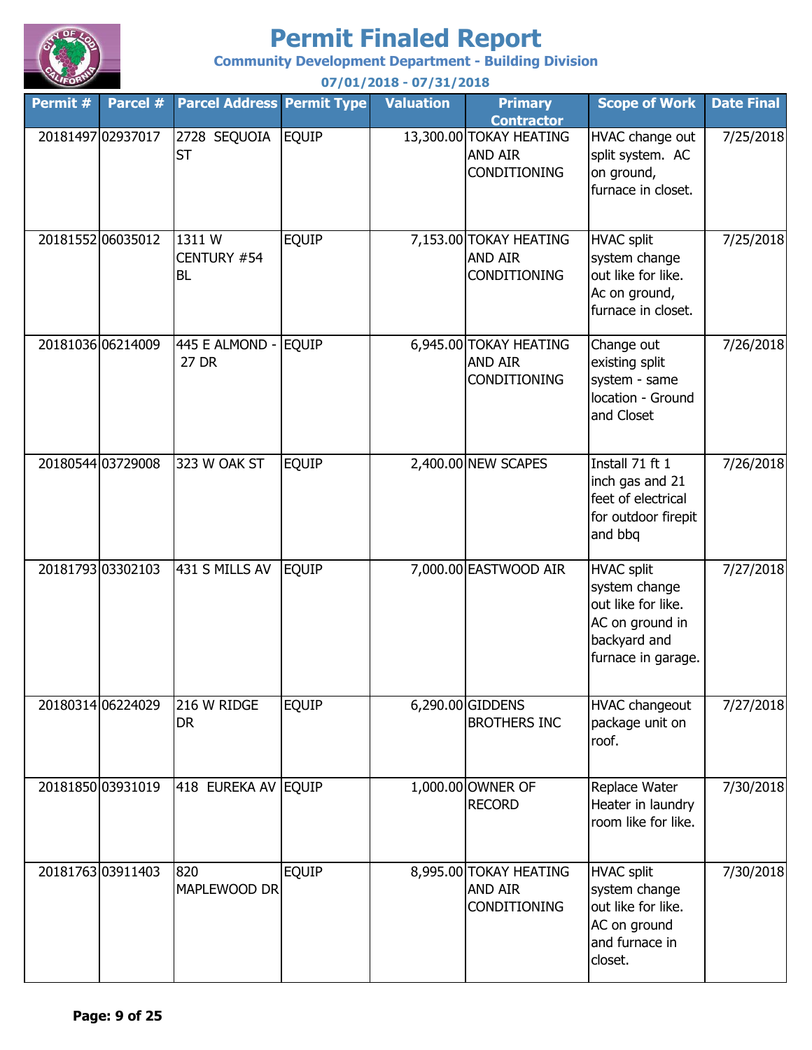# Permit Finaled Report

**Community Development Department - Building Division**

**07/01/2018 - 07/31/2018**

| Permit # | Parcel # | Parcel Address | Permit Type | Valuation | Primary Contractor | Scope of Work | Date Final |
|---|---|---|---|---|---|---|---|
| 20181497 | 02937017 | 2728 SEQUOIA ST | EQUIP | 13,300.00 | TOKAY HEATING AND AIR CONDITIONING | HVAC change out split system. AC on ground, furnace in closet. | 7/25/2018 |
| 20181552 | 06035012 | 1311 W CENTURY #54 BL | EQUIP | 7,153.00 | TOKAY HEATING AND AIR CONDITIONING | HVAC split system change out like for like. Ac on ground, furnace in closet. | 7/25/2018 |
| 20181036 | 06214009 | 445 E ALMOND - 27 DR | EQUIP | 6,945.00 | TOKAY HEATING AND AIR CONDITIONING | Change out existing split system - same location - Ground and Closet | 7/26/2018 |
| 20180544 | 03729008 | 323 W OAK ST | EQUIP | 2,400.00 | NEW SCAPES | Install 71 ft 1 inch gas and 21 feet of electrical for outdoor firepit and bbq | 7/26/2018 |
| 20181793 | 03302103 | 431 S MILLS AV | EQUIP | 7,000.00 | EASTWOOD AIR | HVAC split system change out like for like. AC on ground in backyard and furnace in garage. | 7/27/2018 |
| 20180314 | 06224029 | 216 W RIDGE DR | EQUIP | 6,290.00 | GIDDENS BROTHERS INC | HVAC changeout package unit on roof. | 7/27/2018 |
| 20181850 | 03931019 | 418 EUREKA AV | EQUIP | 1,000.00 | OWNER OF RECORD | Replace Water Heater in laundry room like for like. | 7/30/2018 |
| 20181763 | 03911403 | 820 MAPLEWOOD DR | EQUIP | 8,995.00 | TOKAY HEATING AND AIR CONDITIONING | HVAC split system change out like for like. AC on ground and furnace in closet. | 7/30/2018 |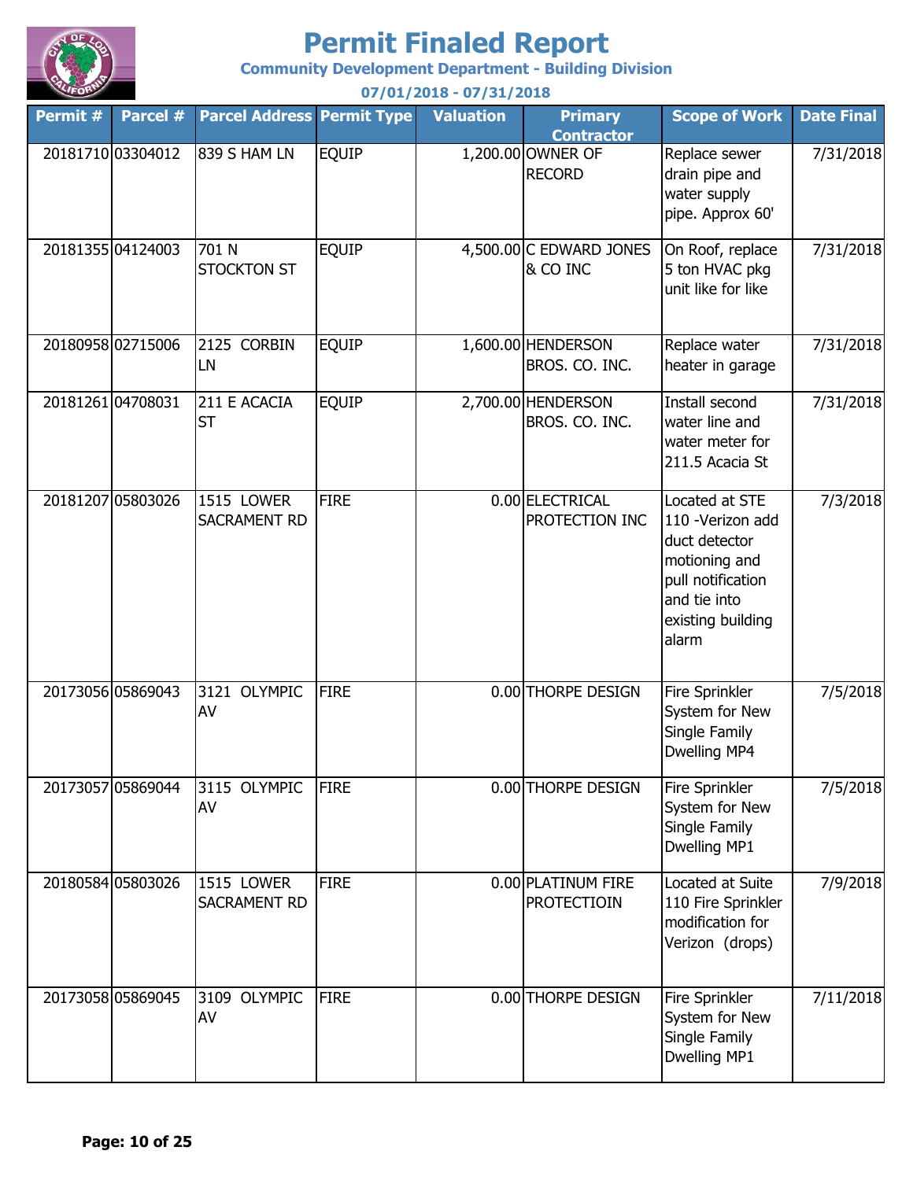# Permit Finaled Report

**Community Development Department - Building Division**

**07/01/2018 - 07/31/2018**

| Permit # | Parcel # | Parcel Address | Permit Type | Valuation | Primary Contractor | Scope of Work | Date Final |
|---|---|---|---|---|---|---|---|
| 20181710 | 03304012 | 839 S HAM LN | EQUIP | 1,200.00 | OWNER OF RECORD | Replace sewer drain pipe and water supply pipe. Approx 60' | 7/31/2018 |
| 20181355 | 04124003 | 701 N STOCKTON ST | EQUIP | 4,500.00 | C EDWARD JONES & CO INC | On Roof, replace 5 ton HVAC pkg unit like for like | 7/31/2018 |
| 20180958 | 02715006 | 2125 CORBIN LN | EQUIP | 1,600.00 | HENDERSON BROS. CO. INC. | Replace water heater in garage | 7/31/2018 |
| 20181261 | 04708031 | 211 E ACACIA ST | EQUIP | 2,700.00 | HENDERSON BROS. CO. INC. | Install second water line and water meter for 211.5 Acacia St | 7/31/2018 |
| 20181207 | 05803026 | 1515 LOWER SACRAMENT RD | FIRE | 0.00 | ELECTRICAL PROTECTION INC | Located at STE 110 -Verizon add duct detector motioning and pull notification and tie into existing building alarm | 7/3/2018 |
| 20173056 | 05869043 | 3121 OLYMPIC AV | FIRE | 0.00 | THORPE DESIGN | Fire Sprinkler System for New Single Family Dwelling MP4 | 7/5/2018 |
| 20173057 | 05869044 | 3115 OLYMPIC AV | FIRE | 0.00 | THORPE DESIGN | Fire Sprinkler System for New Single Family Dwelling MP1 | 7/5/2018 |
| 20180584 | 05803026 | 1515 LOWER SACRAMENT RD | FIRE | 0.00 | PLATINUM FIRE PROTECTIOIN | Located at Suite 110 Fire Sprinkler modification for Verizon (drops) | 7/9/2018 |
| 20173058 | 05869045 | 3109 OLYMPIC AV | FIRE | 0.00 | THORPE DESIGN | Fire Sprinkler System for New Single Family Dwelling MP1 | 7/11/2018 |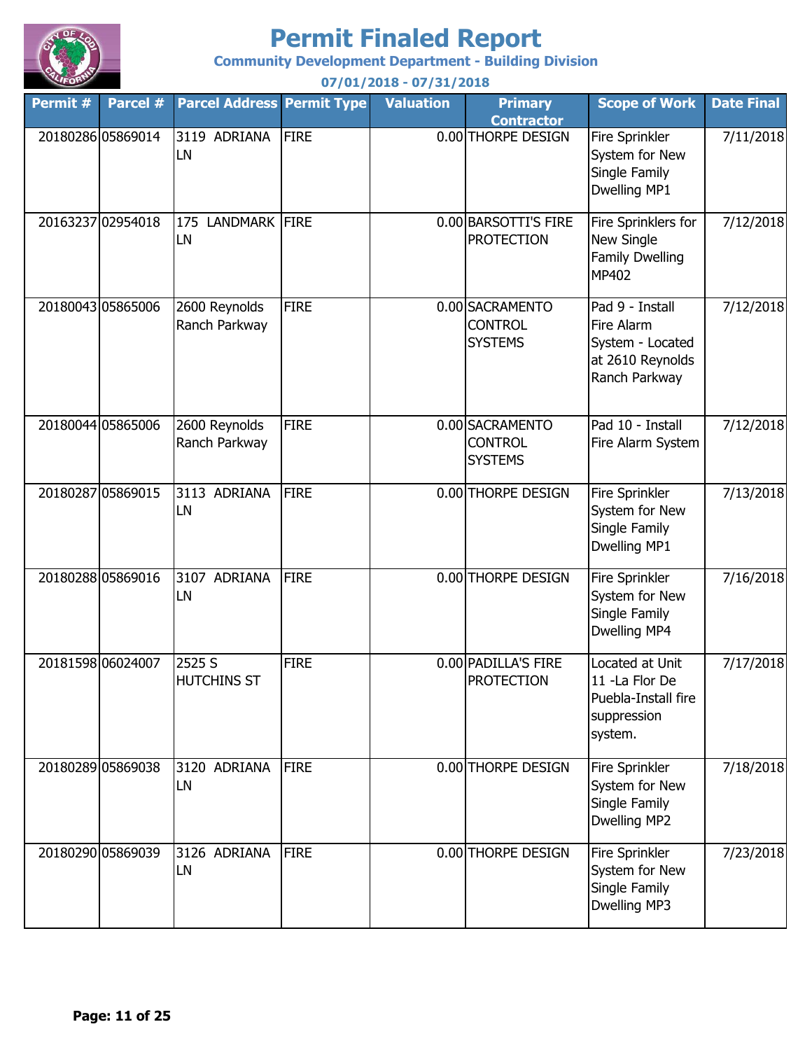# Permit Finaled Report

**Community Development Department - Building Division**

**07/01/2018 - 07/31/2018**

| Permit # | Parcel # | Parcel Address | Permit Type | Valuation | Primary Contractor | Scope of Work | Date Final |
|---|---|---|---|---|---|---|---|
| 20180286 | 05869014 | 3119 ADRIANA LN | FIRE | 0.00 | THORPE DESIGN | Fire Sprinkler System for New Single Family Dwelling MP1 | 7/11/2018 |
| 20163237 | 02954018 | 175 LANDMARK LN | FIRE | 0.00 | BARSOTTI'S FIRE PROTECTION | Fire Sprinklers for New Single Family Dwelling MP402 | 7/12/2018 |
| 20180043 | 05865006 | 2600 Reynolds Ranch Parkway | FIRE | 0.00 | SACRAMENTO CONTROL SYSTEMS | Pad 9 - Install Fire Alarm System - Located at 2610 Reynolds Ranch Parkway | 7/12/2018 |
| 20180044 | 05865006 | 2600 Reynolds Ranch Parkway | FIRE | 0.00 | SACRAMENTO CONTROL SYSTEMS | Pad 10 - Install Fire Alarm System | 7/12/2018 |
| 20180287 | 05869015 | 3113 ADRIANA LN | FIRE | 0.00 | THORPE DESIGN | Fire Sprinkler System for New Single Family Dwelling MP1 | 7/13/2018 |
| 20180288 | 05869016 | 3107 ADRIANA LN | FIRE | 0.00 | THORPE DESIGN | Fire Sprinkler System for New Single Family Dwelling MP4 | 7/16/2018 |
| 20181598 | 06024007 | 2525 S HUTCHINS ST | FIRE | 0.00 | PADILLA'S FIRE PROTECTION | Located at Unit 11 -La Flor De Puebla-Install fire suppression system. | 7/17/2018 |
| 20180289 | 05869038 | 3120 ADRIANA LN | FIRE | 0.00 | THORPE DESIGN | Fire Sprinkler System for New Single Family Dwelling MP2 | 7/18/2018 |
| 20180290 | 05869039 | 3126 ADRIANA LN | FIRE | 0.00 | THORPE DESIGN | Fire Sprinkler System for New Single Family Dwelling MP3 | 7/23/2018 |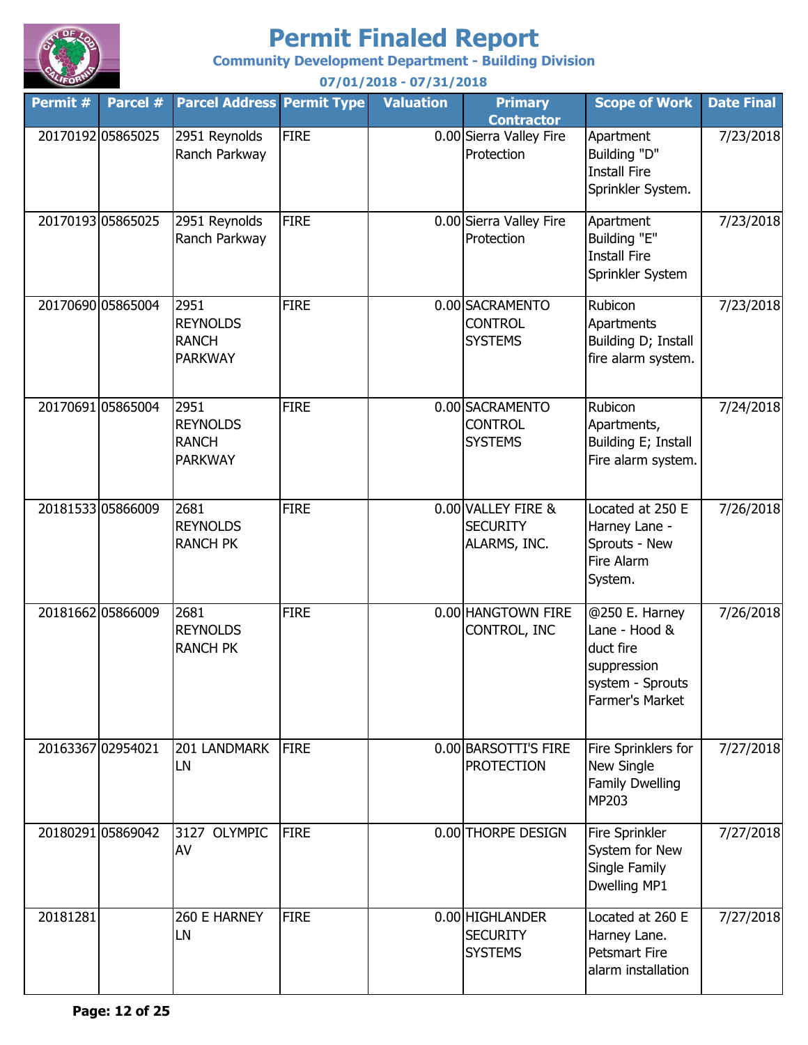# Permit Finaled Report

**Community Development Department - Building Division**

**07/01/2018 - 07/31/2018**

| Permit # | Parcel # | Parcel Address | Permit Type | Valuation | Primary Contractor | Scope of Work | Date Final |
|---|---|---|---|---|---|---|---|
| 20170192 | 05865025 | 2951 Reynolds Ranch Parkway | FIRE | 0.00 | Sierra Valley Fire Protection | Apartment Building "D" Install Fire Sprinkler System. | 7/23/2018 |
| 20170193 | 05865025 | 2951 Reynolds Ranch Parkway | FIRE | 0.00 | Sierra Valley Fire Protection | Apartment Building "E" Install Fire Sprinkler System | 7/23/2018 |
| 20170690 | 05865004 | 2951 REYNOLDS RANCH PARKWAY | FIRE | 0.00 | SACRAMENTO CONTROL SYSTEMS | Rubicon Apartments Building D; Install fire alarm system. | 7/23/2018 |
| 20170691 | 05865004 | 2951 REYNOLDS RANCH PARKWAY | FIRE | 0.00 | SACRAMENTO CONTROL SYSTEMS | Rubicon Apartments, Building E; Install Fire alarm system. | 7/24/2018 |
| 20181533 | 05866009 | 2681 REYNOLDS RANCH PK | FIRE | 0.00 | VALLEY FIRE & SECURITY ALARMS, INC. | Located at 250 E Harney Lane - Sprouts - New Fire Alarm System. | 7/26/2018 |
| 20181662 | 05866009 | 2681 REYNOLDS RANCH PK | FIRE | 0.00 | HANGTOWN FIRE CONTROL, INC | @250 E. Harney Lane - Hood & duct fire suppression system - Sprouts Farmer's Market | 7/26/2018 |
| 20163367 | 02954021 | 201 LANDMARK LN | FIRE | 0.00 | BARSOTTI'S FIRE PROTECTION | Fire Sprinklers for New Single Family Dwelling MP203 | 7/27/2018 |
| 20180291 | 05869042 | 3127 OLYMPIC AV | FIRE | 0.00 | THORPE DESIGN | Fire Sprinkler System for New Single Family Dwelling MP1 | 7/27/2018 |
| 20181281 | | 260 E HARNEY LN | FIRE | 0.00 | HIGHLANDER SECURITY SYSTEMS | Located at 260 E Harney Lane. Petsmart Fire alarm installation | 7/27/2018 |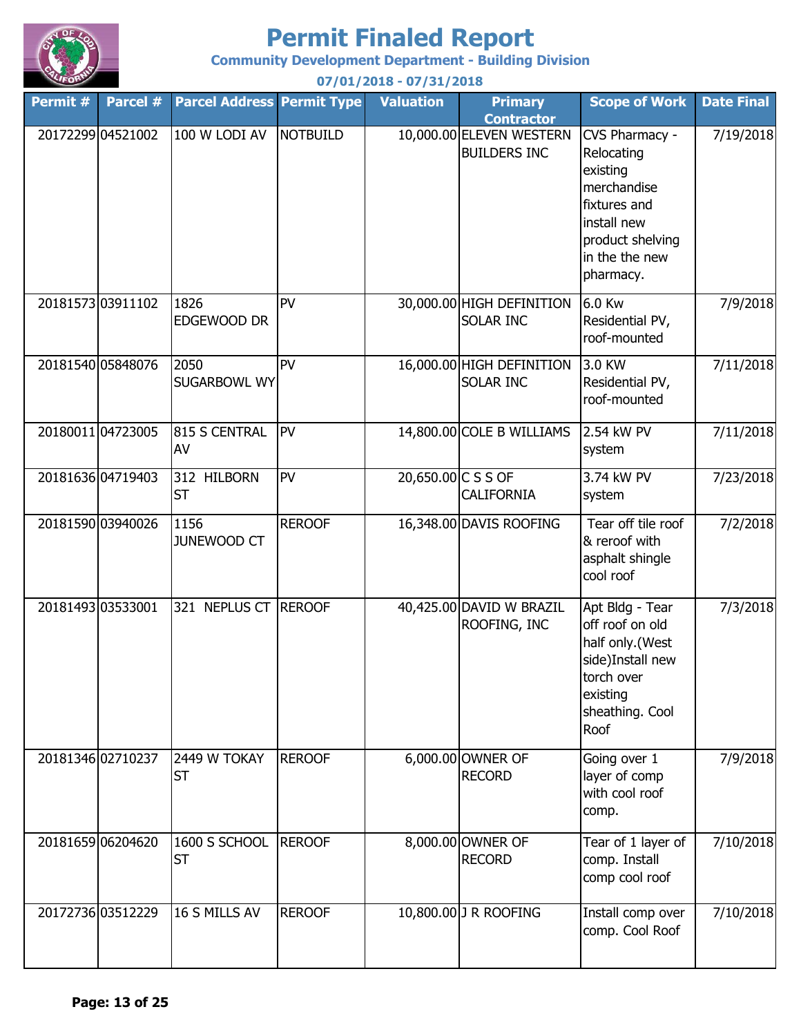# Permit Finaled Report

**Community Development Department - Building Division**

**07/01/2018 - 07/31/2018**

| Permit # | Parcel # | Parcel Address | Permit Type | Valuation | Primary Contractor | Scope of Work | Date Final |
|---|---|---|---|---|---|---|---|
| 20172299 | 04521002 | 100 W LODI AV | NOTBUILD | 10,000.00 | ELEVEN WESTERN BUILDERS INC | CVS Pharmacy - Relocating existing merchandise fixtures and install new product shelving in the the new pharmacy. | 7/19/2018 |
| 20181573 | 03911102 | 1826 EDGEWOOD DR | PV | 30,000.00 | HIGH DEFINITION SOLAR INC | 6.0 Kw Residential PV, roof-mounted | 7/9/2018 |
| 20181540 | 05848076 | 2050 SUGARBOWL WY | PV | 16,000.00 | HIGH DEFINITION SOLAR INC | 3.0 KW Residential PV, roof-mounted | 7/11/2018 |
| 20180011 | 04723005 | 815 S CENTRAL AV | PV | 14,800.00 | COLE B WILLIAMS | 2.54 kW PV system | 7/11/2018 |
| 20181636 | 04719403 | 312 HILBORN ST | PV | 20,650.00 | C S S OF CALIFORNIA | 3.74 kW PV system | 7/23/2018 |
| 20181590 | 03940026 | 1156 JUNEWOOD CT | REROOF | 16,348.00 | DAVIS ROOFING | Tear off tile roof & reroof with asphalt shingle cool roof | 7/2/2018 |
| 20181493 | 03533001 | 321 NEPLUS CT | REROOF | 40,425.00 | DAVID W BRAZIL ROOFING, INC | Apt Bldg - Tear off roof on old half only.(West side)Install new torch over existing sheathing. Cool Roof | 7/3/2018 |
| 20181346 | 02710237 | 2449 W TOKAY ST | REROOF | 6,000.00 | OWNER OF RECORD | Going over 1 layer of comp with cool roof comp. | 7/9/2018 |
| 20181659 | 06204620 | 1600 S SCHOOL ST | REROOF | 8,000.00 | OWNER OF RECORD | Tear of 1 layer of comp. Install comp cool roof | 7/10/2018 |
| 20172736 | 03512229 | 16 S MILLS AV | REROOF | 10,800.00 | J R ROOFING | Install comp over comp. Cool Roof | 7/10/2018 |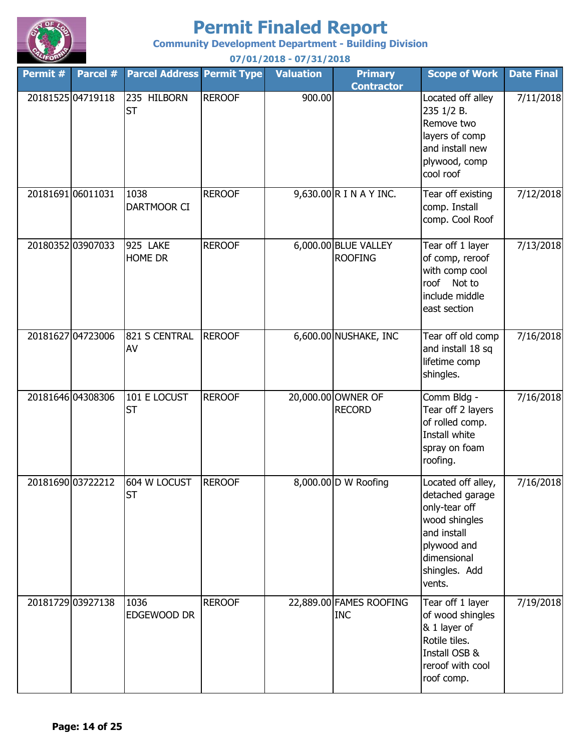# Permit Finaled Report

**Community Development Department - Building Division**

**07/01/2018 - 07/31/2018**

| Permit # | Parcel # | Parcel Address | Permit Type | Valuation | Primary Contractor | Scope of Work | Date Final |
|---|---|---|---|---|---|---|---|
| 20181525 | 04719118 | 235 HILBORN ST | REROOF | 900.00 | | Located off alley 235 1/2 B. Remove two layers of comp and install new plywood, comp cool roof | 7/11/2018 |
| 20181691 | 06011031 | 1038 DARTMOOR CI | REROOF | 9,630.00 | R I N A Y INC. | Tear off existing comp. Install comp. Cool Roof | 7/12/2018 |
| 20180352 | 03907033 | 925 LAKE HOME DR | REROOF | 6,000.00 | BLUE VALLEY ROOFING | Tear off 1 layer of comp, reroof with comp cool roof Not to include middle east section | 7/13/2018 |
| 20181627 | 04723006 | 821 S CENTRAL AV | REROOF | 6,600.00 | NUSHAKE, INC | Tear off old comp and install 18 sq lifetime comp shingles. | 7/16/2018 |
| 20181646 | 04308306 | 101 E LOCUST ST | REROOF | 20,000.00 | OWNER OF RECORD | Comm Bldg - Tear off 2 layers of rolled comp. Install white spray on foam roofing. | 7/16/2018 |
| 20181690 | 03722212 | 604 W LOCUST ST | REROOF | 8,000.00 | D W Roofing | Located off alley, detached garage only-tear off wood shingles and install plywood and dimensional shingles. Add vents. | 7/16/2018 |
| 20181729 | 03927138 | 1036 EDGEWOOD DR | REROOF | 22,889.00 | FAMES ROOFING INC | Tear off 1 layer of wood shingles & 1 layer of Rotile tiles. Install OSB & reroof with cool roof comp. | 7/19/2018 |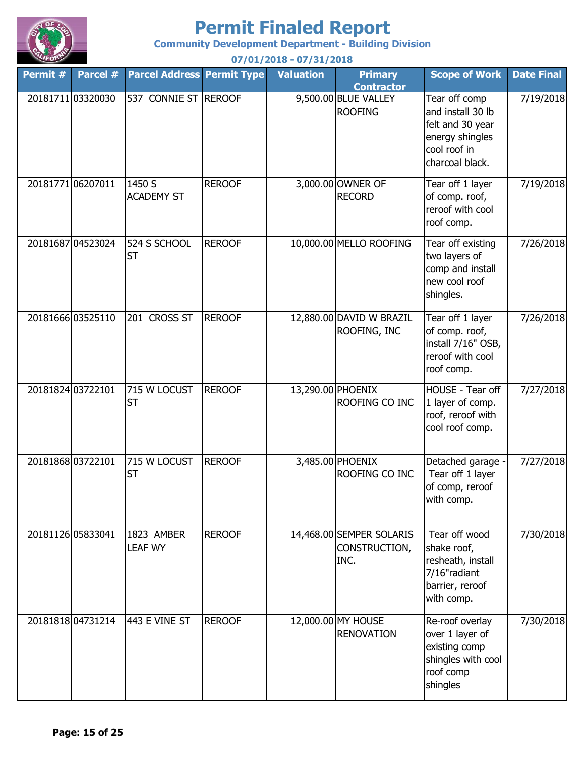# Permit Finaled Report

**Community Development Department - Building Division**

**07/01/2018 - 07/31/2018**

| Permit # | Parcel # | Parcel Address | Permit Type | Valuation | Primary Contractor | Scope of Work | Date Final |
|---|---|---|---|---|---|---|---|
| 20181711 | 03320030 | 537 CONNIE ST | REROOF | 9,500.00 | BLUE VALLEY ROOFING | Tear off comp and install 30 lb felt and 30 year energy shingles cool roof in charcoal black. | 7/19/2018 |
| 20181771 | 06207011 | 1450 S ACADEMY ST | REROOF | 3,000.00 | OWNER OF RECORD | Tear off 1 layer of comp. roof, reroof with cool roof comp. | 7/19/2018 |
| 20181687 | 04523024 | 524 S SCHOOL ST | REROOF | 10,000.00 | MELLO ROOFING | Tear off existing two layers of comp and install new cool roof shingles. | 7/26/2018 |
| 20181666 | 03525110 | 201 CROSS ST | REROOF | 12,880.00 | DAVID W BRAZIL ROOFING, INC | Tear off 1 layer of comp. roof, install 7/16" OSB, reroof with cool roof comp. | 7/26/2018 |
| 20181824 | 03722101 | 715 W LOCUST ST | REROOF | 13,290.00 | PHOENIX ROOFING CO INC | HOUSE - Tear off 1 layer of comp. roof, reroof with cool roof comp. | 7/27/2018 |
| 20181868 | 03722101 | 715 W LOCUST ST | REROOF | 3,485.00 | PHOENIX ROOFING CO INC | Detached garage - Tear off 1 layer of comp, reroof with comp. | 7/27/2018 |
| 20181126 | 05833041 | 1823 AMBER LEAF WY | REROOF | 14,468.00 | SEMPER SOLARIS CONSTRUCTION, INC. | Tear off wood shake roof, resheath, install 7/16"radiant barrier, reroof with comp. | 7/30/2018 |
| 20181818 | 04731214 | 443 E VINE ST | REROOF | 12,000.00 | MY HOUSE RENOVATION | Re-roof overlay over 1 layer of existing comp shingles with cool roof comp shingles | 7/30/2018 |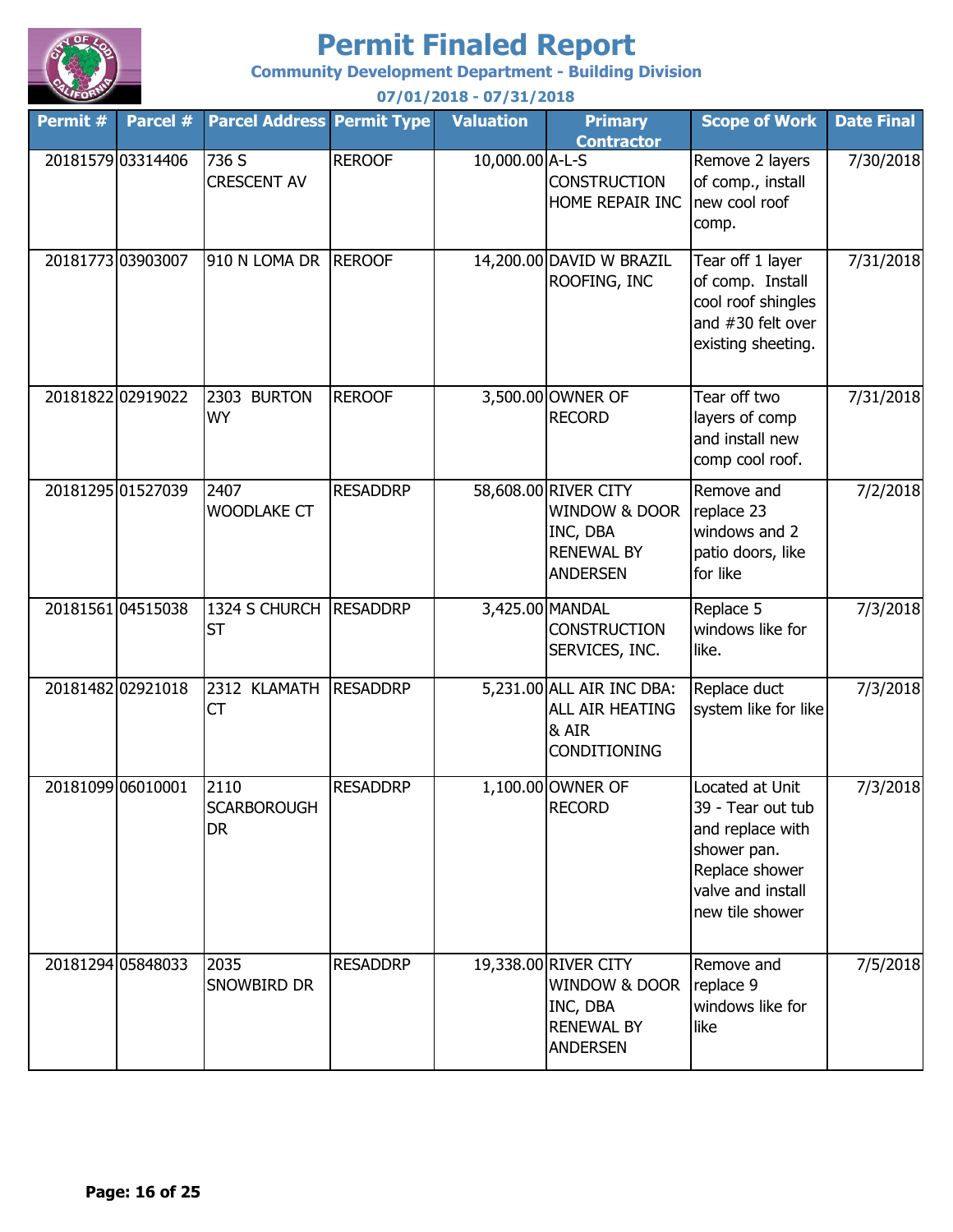# Permit Finaled Report

**Community Development Department - Building Division**

**07/01/2018 - 07/31/2018**

| Permit # | Parcel # | Parcel Address | Permit Type | Valuation | Primary Contractor | Scope of Work | Date Final |
|---|---|---|---|---|---|---|---|
| 20181579 | 03314406 | 736 S CRESCENT AV | REROOF | 10,000.00 | A-L-S CONSTRUCTION HOME REPAIR INC | Remove 2 layers of comp., install new cool roof comp. | 7/30/2018 |
| 20181773 | 03903007 | 910 N LOMA DR | REROOF | 14,200.00 | DAVID W BRAZIL ROOFING, INC | Tear off 1 layer of comp. Install cool roof shingles and #30 felt over existing sheeting. | 7/31/2018 |
| 20181822 | 02919022 | 2303 BURTON WY | REROOF | 3,500.00 | OWNER OF RECORD | Tear off two layers of comp and install new comp cool roof. | 7/31/2018 |
| 20181295 | 01527039 | 2407 WOODLAKE CT | RESADDRP | 58,608.00 | RIVER CITY WINDOW & DOOR INC, DBA RENEWAL BY ANDERSEN | Remove and replace 23 windows and 2 patio doors, like for like | 7/2/2018 |
| 20181561 | 04515038 | 1324 S CHURCH ST | RESADDRP | 3,425.00 | MANDAL CONSTRUCTION SERVICES, INC. | Replace 5 windows like for like. | 7/3/2018 |
| 20181482 | 02921018 | 2312 KLAMATH CT | RESADDRP | 5,231.00 | ALL AIR INC DBA: ALL AIR HEATING & AIR CONDITIONING | Replace duct system like for like | 7/3/2018 |
| 20181099 | 06010001 | 2110 SCARBOROUGH DR | RESADDRP | 1,100.00 | OWNER OF RECORD | Located at Unit 39 - Tear out tub and replace with shower pan. Replace shower valve and install new tile shower | 7/3/2018 |
| 20181294 | 05848033 | 2035 SNOWBIRD DR | RESADDRP | 19,338.00 | RIVER CITY WINDOW & DOOR INC, DBA RENEWAL BY ANDERSEN | Remove and replace 9 windows like for like | 7/5/2018 |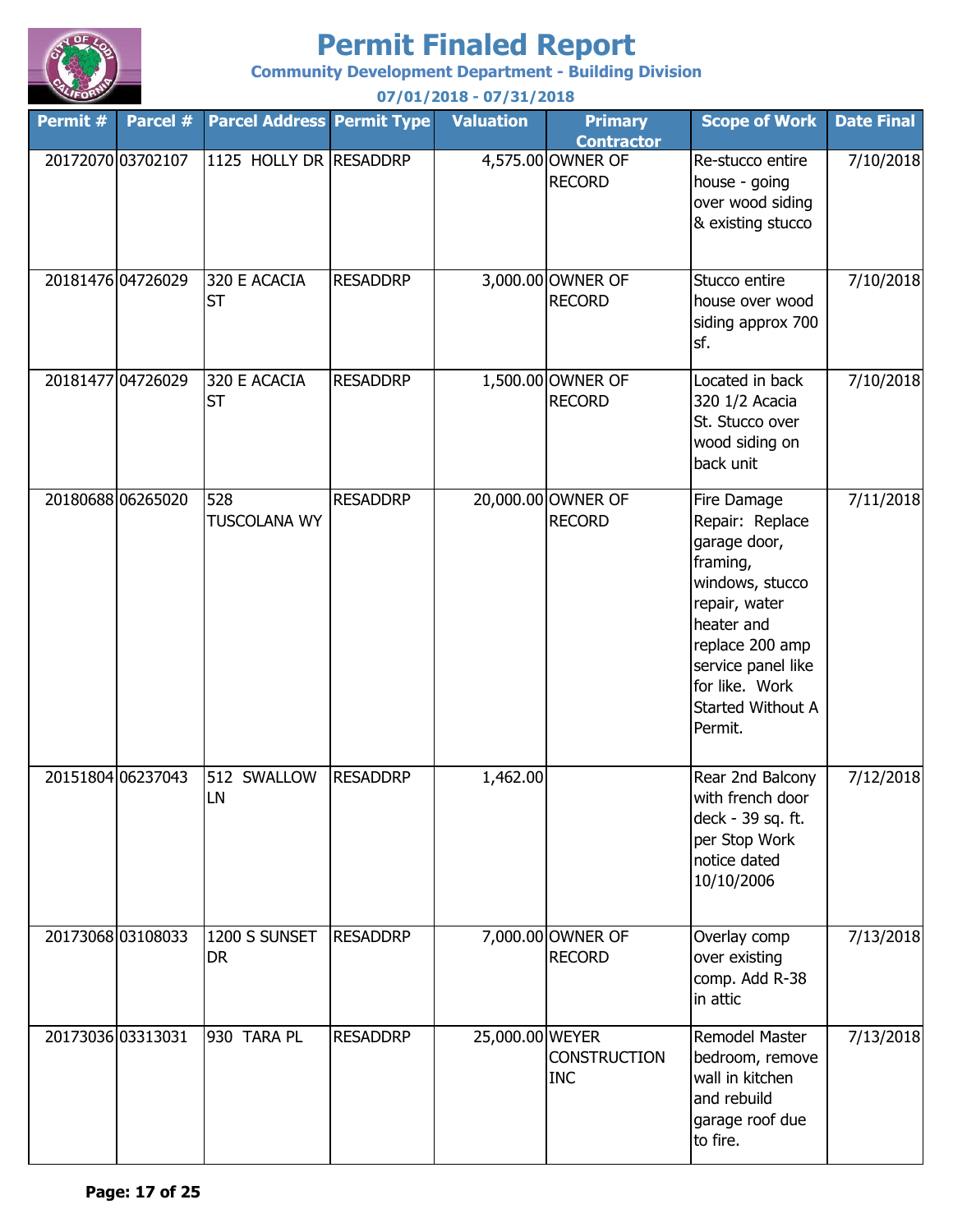# Permit Finaled Report

**Community Development Department - Building Division**

**07/01/2018 - 07/31/2018**

| Permit # | Parcel # | Parcel Address | Permit Type | Valuation | Primary Contractor | Scope of Work | Date Final |
|---|---|---|---|---|---|---|---|
| 20172070 | 03702107 | 1125 HOLLY DR | RESADDRP | 4,575.00 | OWNER OF RECORD | Re-stucco entire house - going over wood siding & existing stucco | 7/10/2018 |
| 20181476 | 04726029 | 320 E ACACIA ST | RESADDRP | 3,000.00 | OWNER OF RECORD | Stucco entire house over wood siding approx 700 sf. | 7/10/2018 |
| 20181477 | 04726029 | 320 E ACACIA ST | RESADDRP | 1,500.00 | OWNER OF RECORD | Located in back 320 1/2 Acacia St. Stucco over wood siding on back unit | 7/10/2018 |
| 20180688 | 06265020 | 528 TUSCOLANA WY | RESADDRP | 20,000.00 | OWNER OF RECORD | Fire Damage Repair: Replace garage door, framing, windows, stucco repair, water heater and replace 200 amp service panel like for like. Work Started Without A Permit. | 7/11/2018 |
| 20151804 | 06237043 | 512 SWALLOW LN | RESADDRP | 1,462.00 | | Rear 2nd Balcony with french door deck - 39 sq. ft. per Stop Work notice dated 10/10/2006 | 7/12/2018 |
| 20173068 | 03108033 | 1200 S SUNSET DR | RESADDRP | 7,000.00 | OWNER OF RECORD | Overlay comp over existing comp. Add R-38 in attic | 7/13/2018 |
| 20173036 | 03313031 | 930 TARA PL | RESADDRP | 25,000.00 | WEYER CONSTRUCTION INC | Remodel Master bedroom, remove wall in kitchen and rebuild garage roof due to fire. | 7/13/2018 |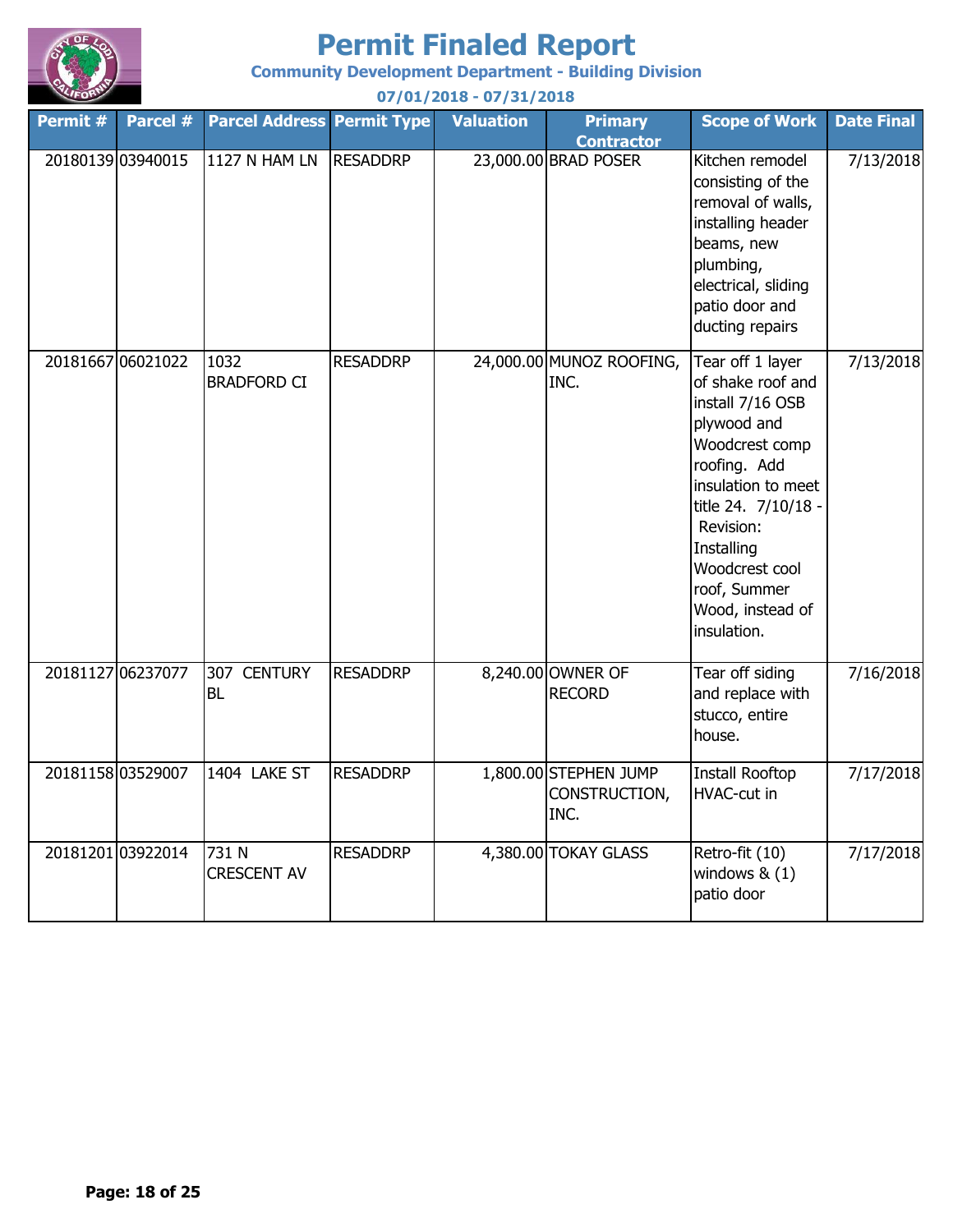# Permit Finaled Report

**Community Development Department - Building Division**

**07/01/2018 - 07/31/2018**

| Permit # | Parcel # | Parcel Address | Permit Type | Valuation | Primary Contractor | Scope of Work | Date Final |
|---|---|---|---|---|---|---|---|
| 20180139 | 03940015 | 1127 N HAM LN | RESADDRP | 23,000.00 | BRAD POSER | Kitchen remodel consisting of the removal of walls, installing header beams, new plumbing, electrical, sliding patio door and ducting repairs | 7/13/2018 |
| 20181667 | 06021022 | 1032 BRADFORD CI | RESADDRP | 24,000.00 | MUNOZ ROOFING, INC. | Tear off 1 layer of shake roof and install 7/16 OSB plywood and Woodcrest comp roofing. Add insulation to meet title 24. 7/10/18 - Revision: Installing Woodcrest cool roof, Summer Wood, instead of insulation. | 7/13/2018 |
| 20181127 | 06237077 | 307 CENTURY BL | RESADDRP | 8,240.00 | OWNER OF RECORD | Tear off siding and replace with stucco, entire house. | 7/16/2018 |
| 20181158 | 03529007 | 1404 LAKE ST | RESADDRP | 1,800.00 | STEPHEN JUMP CONSTRUCTION, INC. | Install Rooftop HVAC-cut in | 7/17/2018 |
| 20181201 | 03922014 | 731 N CRESCENT AV | RESADDRP | 4,380.00 | TOKAY GLASS | Retro-fit (10) windows & (1) patio door | 7/17/2018 |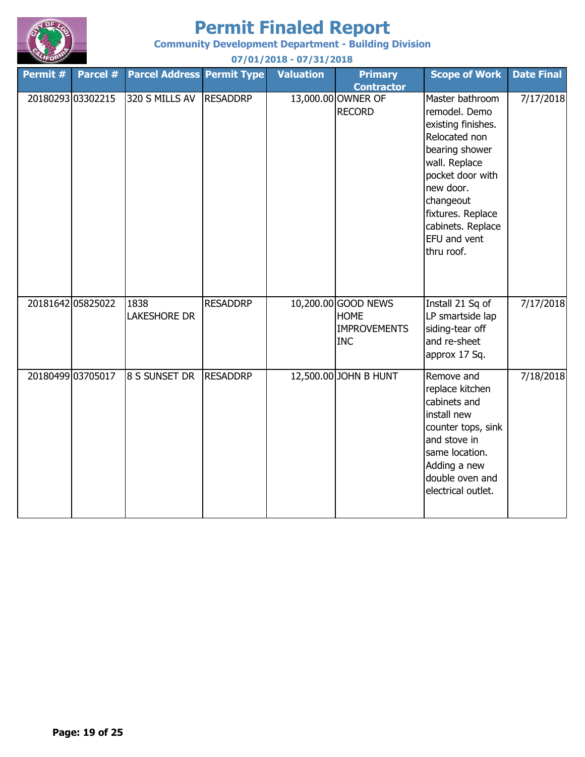# Permit Finaled Report

**Community Development Department - Building Division**

**07/01/2018 - 07/31/2018**

| Permit # | Parcel # | Parcel Address | Permit Type | Valuation | Primary Contractor | Scope of Work | Date Final |
|---|---|---|---|---|---|---|---|
| 20180293 | 03302215 | 320 S MILLS AV | RESADDRP | 13,000.00 | OWNER OF RECORD | Master bathroom remodel. Demo existing finishes. Relocated non bearing shower wall. Replace pocket door with new door. changeout fixtures. Replace cabinets. Replace EFU and vent thru roof. | 7/17/2018 |
| 20181642 | 05825022 | 1838 LAKESHORE DR | RESADDRP | 10,200.00 | GOOD NEWS HOME IMPROVEMENTS INC | Install 21 Sq of LP smartside lap siding-tear off and re-sheet approx 17 Sq. | 7/17/2018 |
| 20180499 | 03705017 | 8 S SUNSET DR | RESADDRP | 12,500.00 | JOHN B HUNT | Remove and replace kitchen cabinets and install new counter tops, sink and stove in same location. Adding a new double oven and electrical outlet. | 7/18/2018 |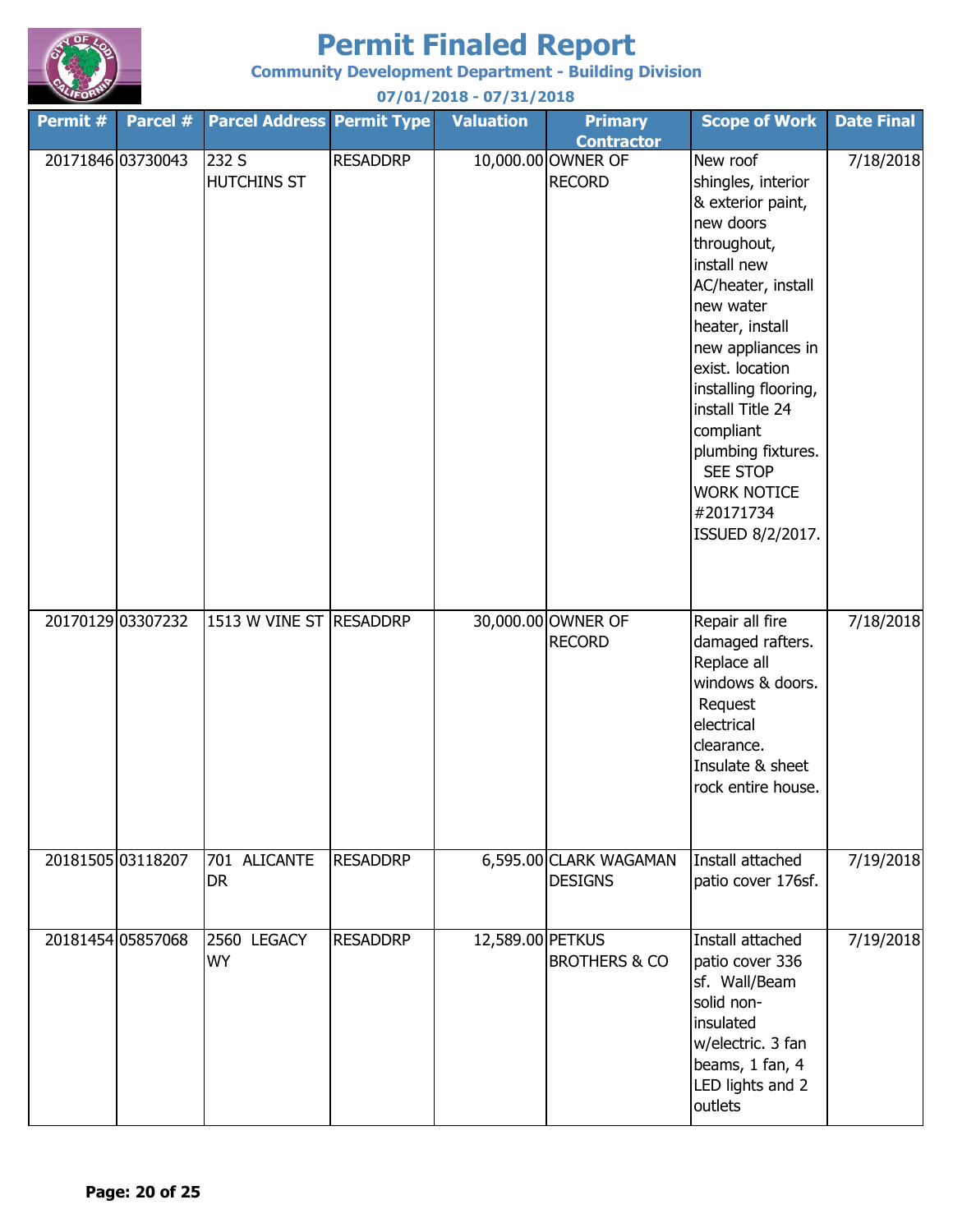# Permit Finaled Report

**Community Development Department - Building Division**

**07/01/2018 - 07/31/2018**

| Permit # | Parcel # | Parcel Address | Permit Type | Valuation | Primary Contractor | Scope of Work | Date Final |
|---|---|---|---|---|---|---|---|
| 20171846 | 03730043 | 232 S HUTCHINS ST | RESADDRP | 10,000.00 | OWNER OF RECORD | New roof shingles, interior & exterior paint, new doors throughout, install new AC/heater, install new water heater, install new appliances in exist. location installing flooring, install Title 24 compliant plumbing fixtures. SEE STOP WORK NOTICE #20171734 ISSUED 8/2/2017. | 7/18/2018 |
| 20170129 | 03307232 | 1513 W VINE ST | RESADDRP | 30,000.00 | OWNER OF RECORD | Repair all fire damaged rafters. Replace all windows & doors. Request electrical clearance. Insulate & sheet rock entire house. | 7/18/2018 |
| 20181505 | 03118207 | 701 ALICANTE DR | RESADDRP | 6,595.00 | CLARK WAGAMAN DESIGNS | Install attached patio cover 176sf. | 7/19/2018 |
| 20181454 | 05857068 | 2560 LEGACY WY | RESADDRP | 12,589.00 | PETKUS BROTHERS & CO | Install attached patio cover 336 sf. Wall/Beam solid non-insulated w/electric. 3 fan beams, 1 fan, 4 LED lights and 2 outlets | 7/19/2018 |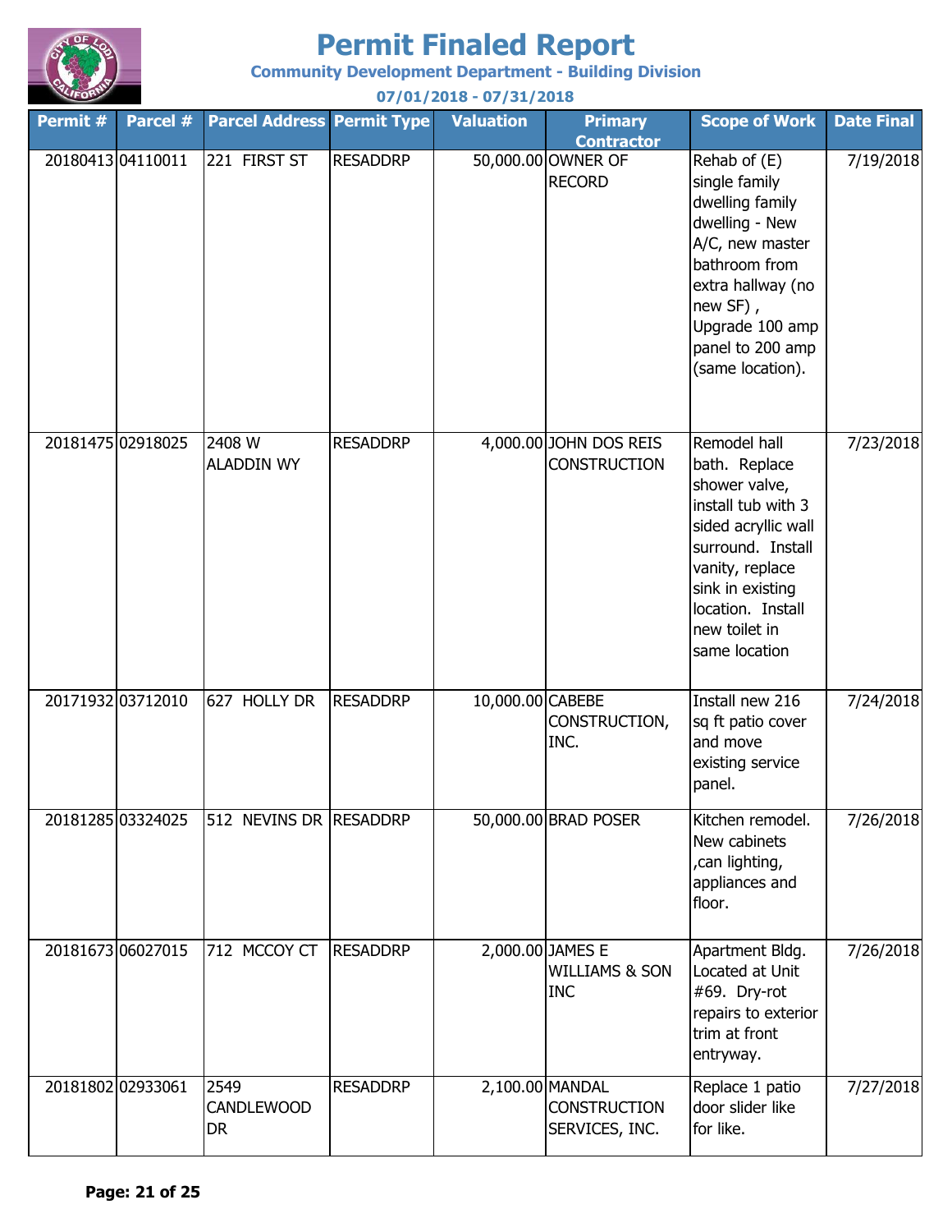# Permit Finaled Report

**Community Development Department - Building Division**

**07/01/2018 - 07/31/2018**

| Permit # | Parcel # | Parcel Address | Permit Type | Valuation | Primary Contractor | Scope of Work | Date Final |
|---|---|---|---|---|---|---|---|
| 20180413 | 04110011 | 221 FIRST ST | RESADDRP | 50,000.00 | OWNER OF RECORD | Rehab of (E) single family dwelling family dwelling - New A/C, new master bathroom from extra hallway (no new SF) , Upgrade 100 amp panel to 200 amp (same location). | 7/19/2018 |
| 20181475 | 02918025 | 2408 W ALADDIN WY | RESADDRP | 4,000.00 | JOHN DOS REIS CONSTRUCTION | Remodel hall bath. Replace shower valve, install tub with 3 sided acryllic wall surround. Install vanity, replace sink in existing location. Install new toilet in same location | 7/23/2018 |
| 20171932 | 03712010 | 627 HOLLY DR | RESADDRP | 10,000.00 | CABEBE CONSTRUCTION, INC. | Install new 216 sq ft patio cover and move existing service panel. | 7/24/2018 |
| 20181285 | 03324025 | 512 NEVINS DR | RESADDRP | 50,000.00 | BRAD POSER | Kitchen remodel. New cabinets ,can lighting, appliances and floor. | 7/26/2018 |
| 20181673 | 06027015 | 712 MCCOY CT | RESADDRP | 2,000.00 | JAMES E WILLIAMS & SON INC | Apartment Bldg. Located at Unit #69. Dry-rot repairs to exterior trim at front entryway. | 7/26/2018 |
| 20181802 | 02933061 | 2549 CANDLEWOOD DR | RESADDRP | 2,100.00 | MANDAL CONSTRUCTION SERVICES, INC. | Replace 1 patio door slider like for like. | 7/27/2018 |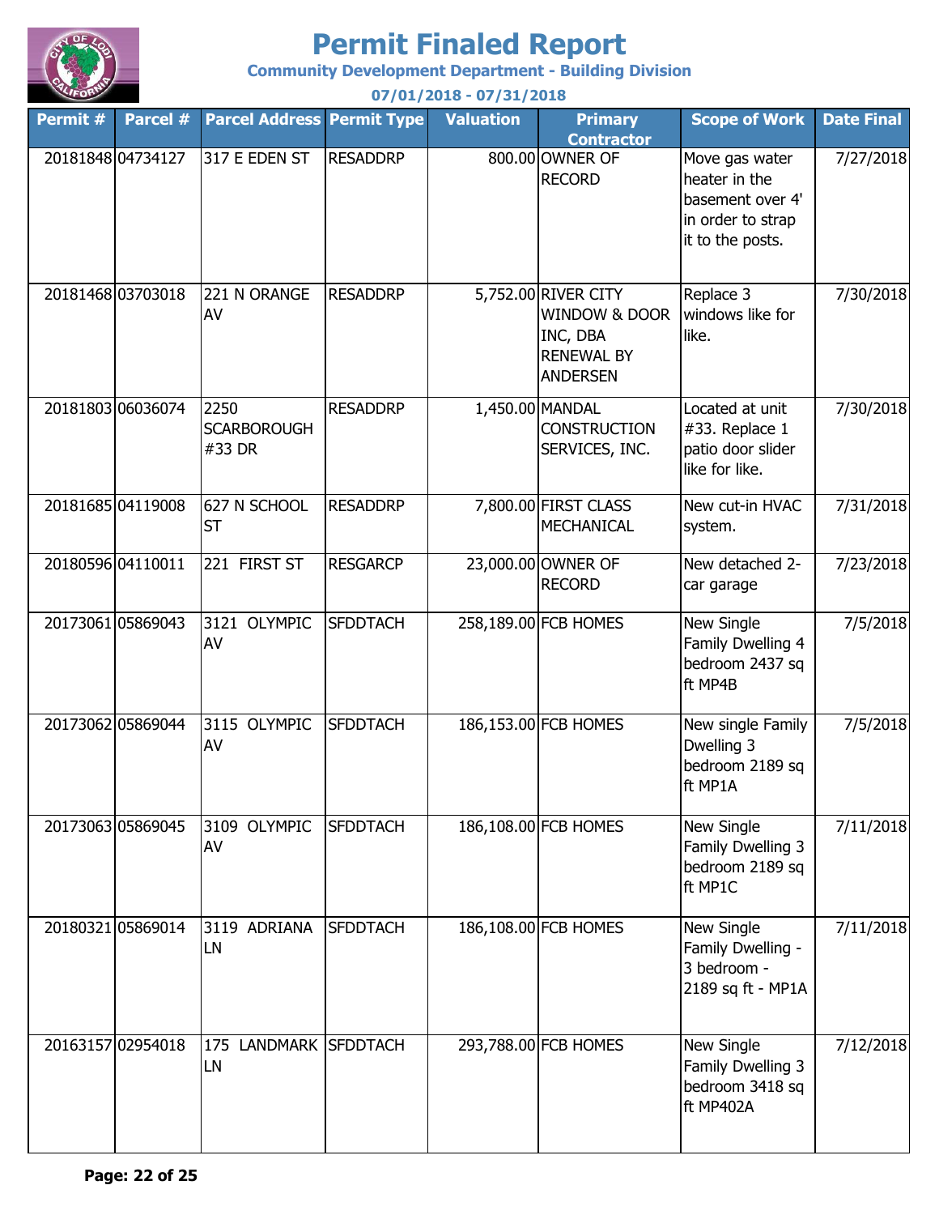# Permit Finaled Report

**Community Development Department - Building Division**

**07/01/2018 - 07/31/2018**

| Permit # | Parcel # | Parcel Address | Permit Type | Valuation | Primary Contractor | Scope of Work | Date Final |
|---|---|---|---|---|---|---|---|
| 20181848 | 04734127 | 317 E EDEN ST | RESADDRP | 800.00 | OWNER OF RECORD | Move gas water heater in the basement over 4' in order to strap it to the posts. | 7/27/2018 |
| 20181468 | 03703018 | 221 N ORANGE AV | RESADDRP | 5,752.00 | RIVER CITY WINDOW & DOOR INC, DBA RENEWAL BY ANDERSEN | Replace 3 windows like for like. | 7/30/2018 |
| 20181803 | 06036074 | 2250 SCARBOROUGH #33 DR | RESADDRP | 1,450.00 | MANDAL CONSTRUCTION SERVICES, INC. | Located at unit #33. Replace 1 patio door slider like for like. | 7/30/2018 |
| 20181685 | 04119008 | 627 N SCHOOL ST | RESADDRP | 7,800.00 | FIRST CLASS MECHANICAL | New cut-in HVAC system. | 7/31/2018 |
| 20180596 | 04110011 | 221 FIRST ST | RESGARCP | 23,000.00 | OWNER OF RECORD | New detached 2-car garage | 7/23/2018 |
| 20173061 | 05869043 | 3121 OLYMPIC AV | SFDDTACH | 258,189.00 | FCB HOMES | New Single Family Dwelling 4 bedroom 2437 sq ft MP4B | 7/5/2018 |
| 20173062 | 05869044 | 3115 OLYMPIC AV | SFDDTACH | 186,153.00 | FCB HOMES | New single Family Dwelling 3 bedroom 2189 sq ft MP1A | 7/5/2018 |
| 20173063 | 05869045 | 3109 OLYMPIC AV | SFDDTACH | 186,108.00 | FCB HOMES | New Single Family Dwelling 3 bedroom 2189 sq ft MP1C | 7/11/2018 |
| 20180321 | 05869014 | 3119 ADRIANA LN | SFDDTACH | 186,108.00 | FCB HOMES | New Single Family Dwelling - 3 bedroom - 2189 sq ft - MP1A | 7/11/2018 |
| 20163157 | 02954018 | 175 LANDMARK LN | SFDDTACH | 293,788.00 | FCB HOMES | New Single Family Dwelling 3 bedroom 3418 sq ft MP402A | 7/12/2018 |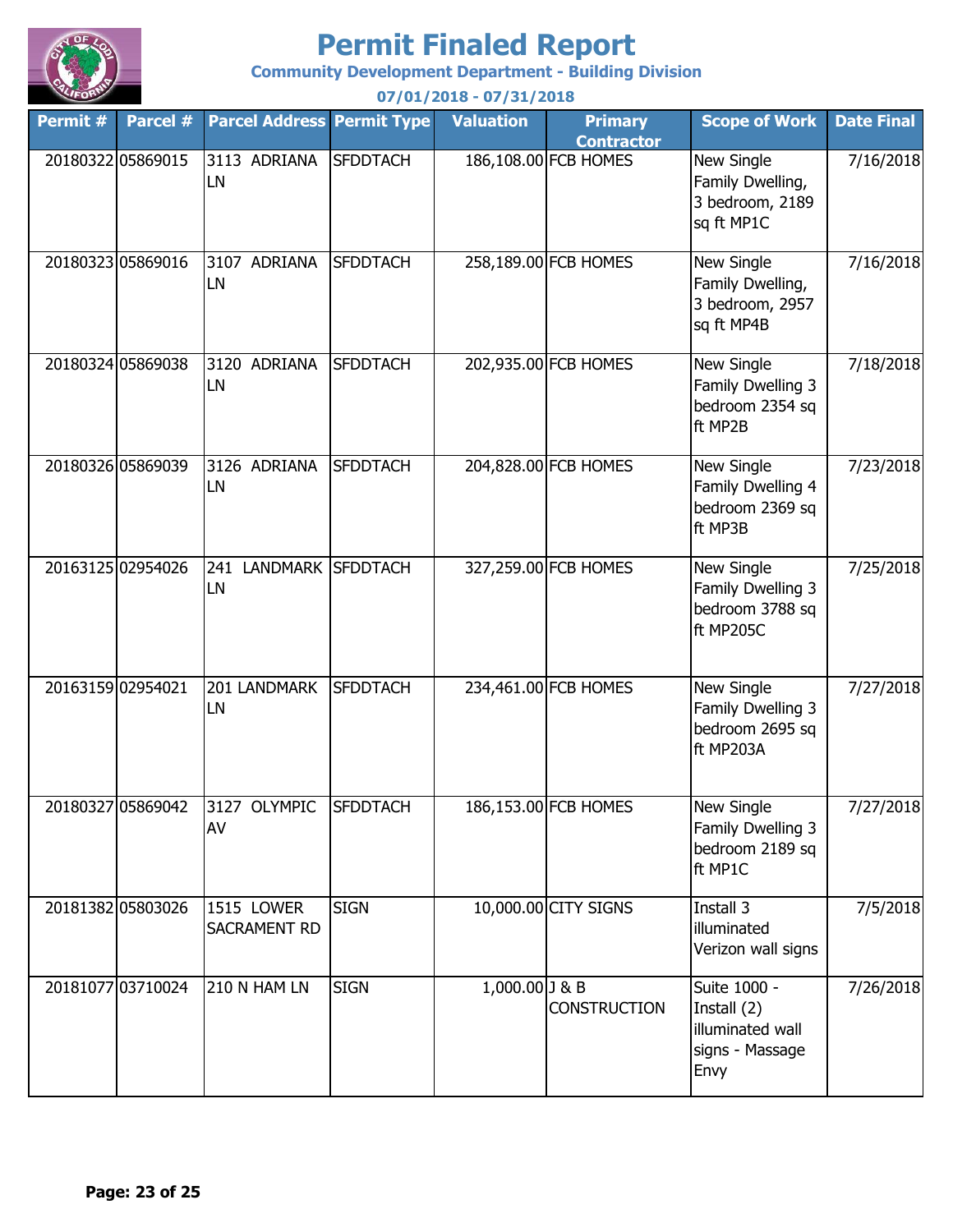# Permit Finaled Report

**Community Development Department - Building Division**

**07/01/2018 - 07/31/2018**

| Permit # | Parcel # | Parcel Address | Permit Type | Valuation | Primary Contractor | Scope of Work | Date Final |
|---|---|---|---|---|---|---|---|
| 20180322 | 05869015 | 3113 ADRIANA LN | SFDDTACH | 186,108.00 | FCB HOMES | New Single Family Dwelling, 3 bedroom, 2189 sq ft MP1C | 7/16/2018 |
| 20180323 | 05869016 | 3107 ADRIANA LN | SFDDTACH | 258,189.00 | FCB HOMES | New Single Family Dwelling, 3 bedroom, 2957 sq ft MP4B | 7/16/2018 |
| 20180324 | 05869038 | 3120 ADRIANA LN | SFDDTACH | 202,935.00 | FCB HOMES | New Single Family Dwelling 3 bedroom 2354 sq ft MP2B | 7/18/2018 |
| 20180326 | 05869039 | 3126 ADRIANA LN | SFDDTACH | 204,828.00 | FCB HOMES | New Single Family Dwelling 4 bedroom 2369 sq ft MP3B | 7/23/2018 |
| 20163125 | 02954026 | 241 LANDMARK LN | SFDDTACH | 327,259.00 | FCB HOMES | New Single Family Dwelling 3 bedroom 3788 sq ft MP205C | 7/25/2018 |
| 20163159 | 02954021 | 201 LANDMARK LN | SFDDTACH | 234,461.00 | FCB HOMES | New Single Family Dwelling 3 bedroom 2695 sq ft MP203A | 7/27/2018 |
| 20180327 | 05869042 | 3127 OLYMPIC AV | SFDDTACH | 186,153.00 | FCB HOMES | New Single Family Dwelling 3 bedroom 2189 sq ft MP1C | 7/27/2018 |
| 20181382 | 05803026 | 1515 LOWER SACRAMENT RD | SIGN | 10,000.00 | CITY SIGNS | Install 3 illuminated Verizon wall signs | 7/5/2018 |
| 20181077 | 03710024 | 210 N HAM LN | SIGN | 1,000.00 | J & B CONSTRUCTION | Suite 1000 - Install (2) illuminated wall signs - Massage Envy | 7/26/2018 |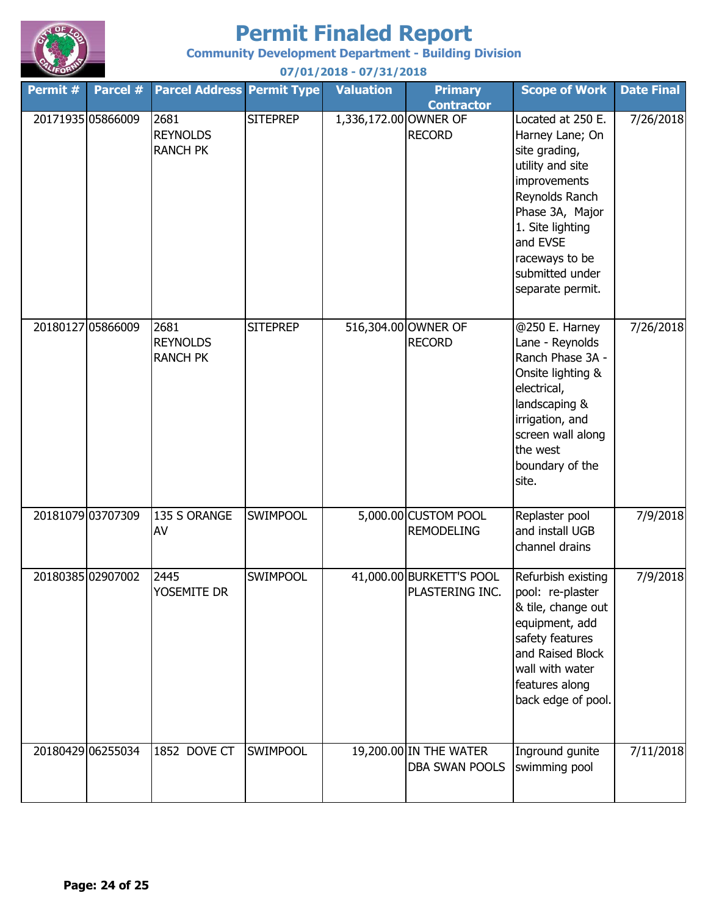# Permit Finaled Report

**Community Development Department - Building Division**

**07/01/2018 - 07/31/2018**

| Permit # | Parcel # | Parcel Address | Permit Type | Valuation | Primary Contractor | Scope of Work | Date Final |
|---|---|---|---|---|---|---|---|
| 20171935 | 05866009 | 2681 REYNOLDS RANCH PK | SITEPREP | 1,336,172.00 | OWNER OF RECORD | Located at 250 E. Harney Lane; On site grading, utility and site improvements Reynolds Ranch Phase 3A, Major 1. Site lighting and EVSE raceways to be submitted under separate permit. | 7/26/2018 |
| 20180127 | 05866009 | 2681 REYNOLDS RANCH PK | SITEPREP | 516,304.00 | OWNER OF RECORD | @250 E. Harney Lane - Reynolds Ranch Phase 3A - Onsite lighting & electrical, landscaping & irrigation, and screen wall along the west boundary of the site. | 7/26/2018 |
| 20181079 | 03707309 | 135 S ORANGE AV | SWIMPOOL | 5,000.00 | CUSTOM POOL REMODELING | Replaster pool and install UGB channel drains | 7/9/2018 |
| 20180385 | 02907002 | 2445 YOSEMITE DR | SWIMPOOL | 41,000.00 | BURKETT'S POOL PLASTERING INC. | Refurbish existing pool: re-plaster & tile, change out equipment, add safety features and Raised Block wall with water features along back edge of pool. | 7/9/2018 |
| 20180429 | 06255034 | 1852 DOVE CT | SWIMPOOL | 19,200.00 | IN THE WATER DBA SWAN POOLS | Inground gunite swimming pool | 7/11/2018 |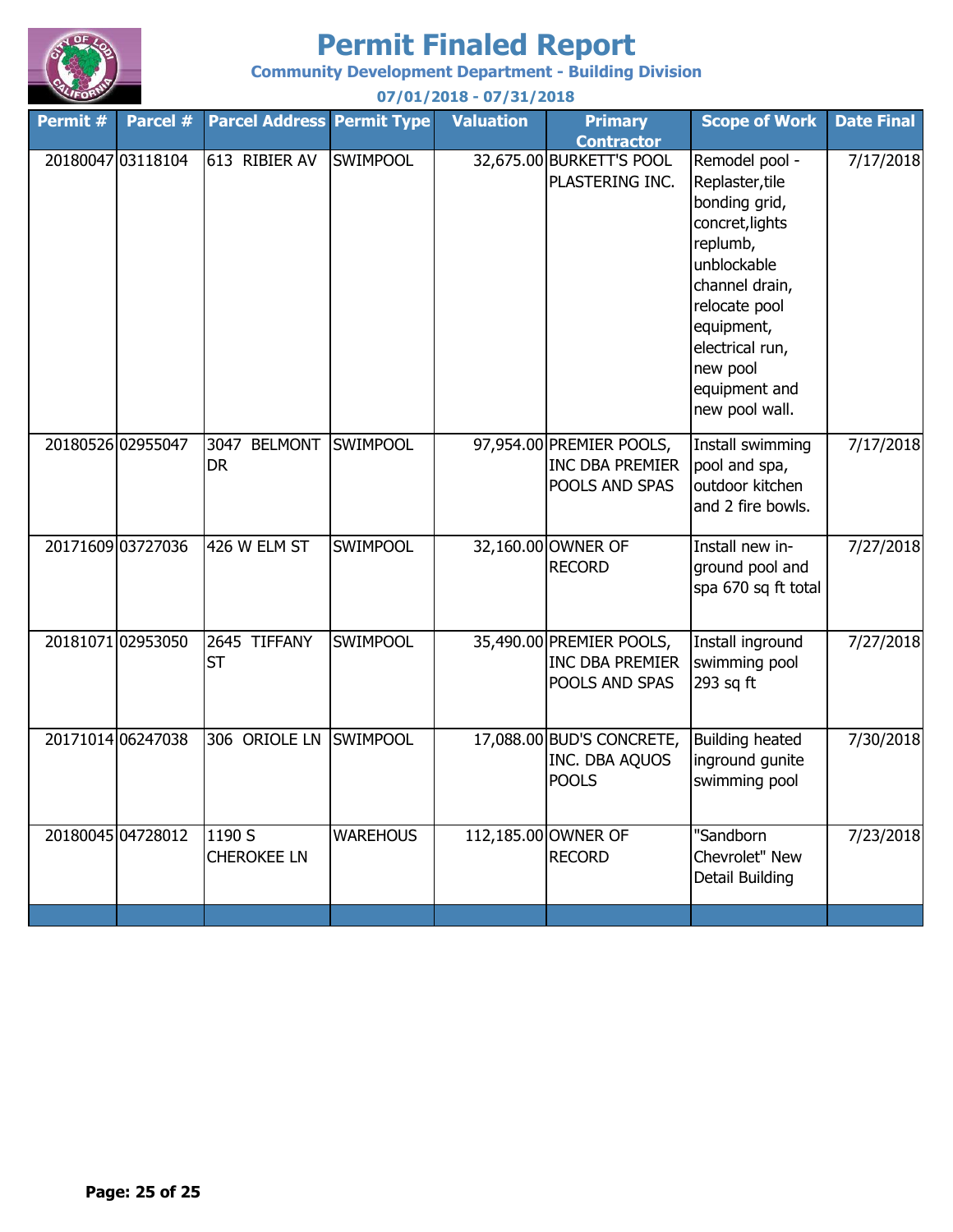# Permit Finaled Report

**Community Development Department - Building Division**

**07/01/2018 - 07/31/2018**

| Permit # | Parcel # | Parcel Address | Permit Type | Valuation | Primary Contractor | Scope of Work | Date Final |
|---|---|---|---|---|---|---|---|
| 20180047 | 03118104 | 613 RIBIER AV | SWIMPOOL | 32,675.00 | BURKETT'S POOL PLASTERING INC. | Remodel pool - Replaster,tile bonding grid, concret,lights replumb, unblockable channel drain, relocate pool equipment, electrical run, new pool equipment and new pool wall. | 7/17/2018 |
| 20180526 | 02955047 | 3047 BELMONT DR | SWIMPOOL | 97,954.00 | PREMIER POOLS, INC DBA PREMIER POOLS AND SPAS | Install swimming pool and spa, outdoor kitchen and 2 fire bowls. | 7/17/2018 |
| 20171609 | 03727036 | 426 W ELM ST | SWIMPOOL | 32,160.00 | OWNER OF RECORD | Install new in-ground pool and spa 670 sq ft total | 7/27/2018 |
| 20181071 | 02953050 | 2645 TIFFANY ST | SWIMPOOL | 35,490.00 | PREMIER POOLS, INC DBA PREMIER POOLS AND SPAS | Install inground swimming pool 293 sq ft | 7/27/2018 |
| 20171014 | 06247038 | 306 ORIOLE LN | SWIMPOOL | 17,088.00 | BUD'S CONCRETE, INC. DBA AQUOS POOLS | Building heated inground gunite swimming pool | 7/30/2018 |
| 20180045 | 04728012 | 1190 S CHEROKEE LN | WAREHOUS | 112,185.00 | OWNER OF RECORD | "Sandborn Chevrolet" New Detail Building | 7/23/2018 |